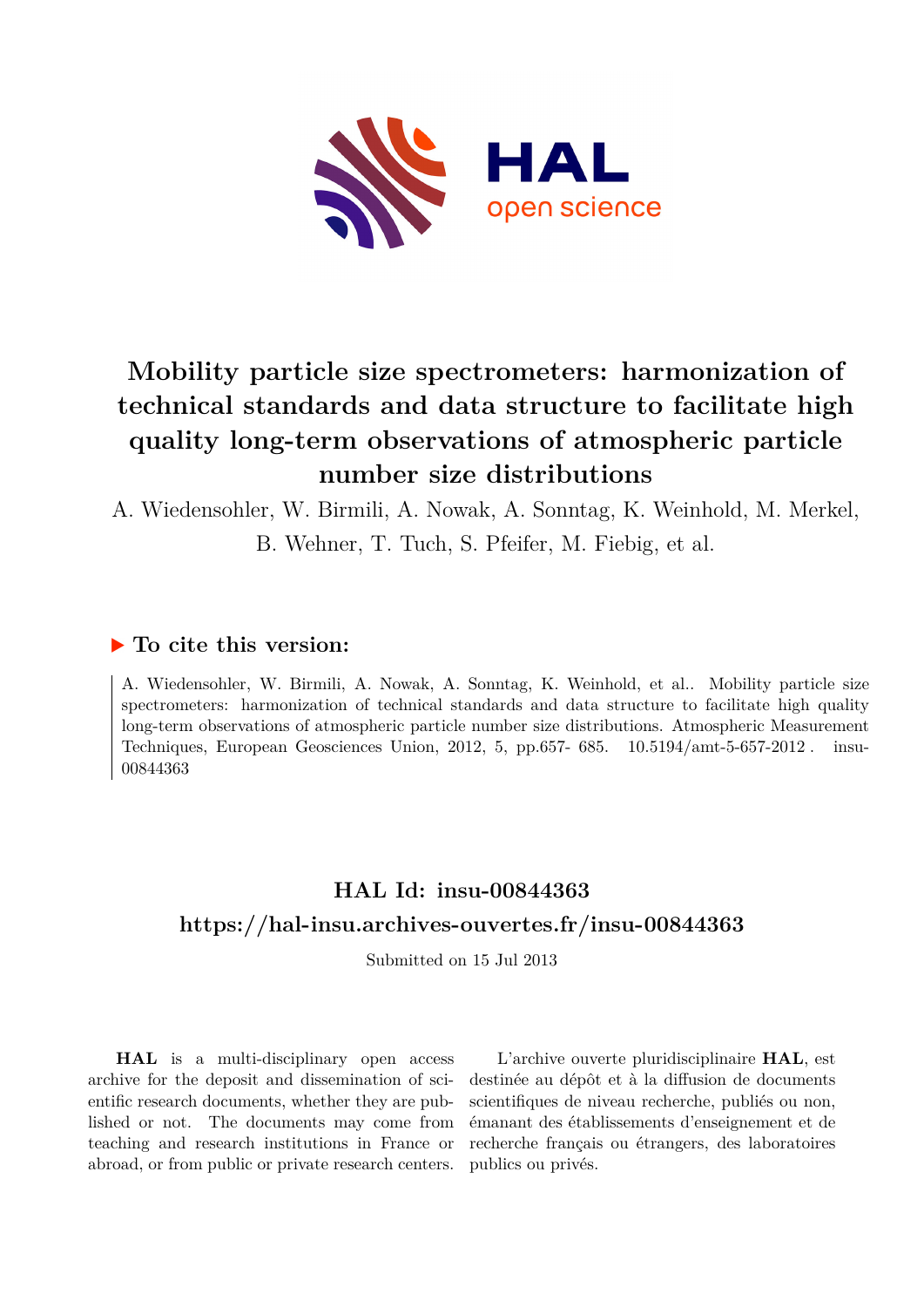# Mobility particle size spectrometers: harmonization of technical standards and data structure to facilitate high quality long-term observations of atmospheric particle number size distributions

A. Wiedensohler, W. Birmili, A. Nowak, A. Sonntag, K. Weinhold, M. Merkel, B. Wehner, T. Tuch, S. Pfeifer, M. Fiebig, et al.

## ▶ To cite this version:

A. Wiedensohler, W. Birmili, A. Nowak, A. Sonntag, K. Weinhold, et al.. Mobility particle size spectrometers: harmonization of technical standards and data structure to facilitate high quality long-term observations of atmospheric particle number size distributions. Atmospheric Measurement Techniques, European Geosciences Union, 2012, 5, pp.657- 685. 10.5194/amt-5-657-2012 . insu-00844363

## HAL Id: insu-00844363

## https://hal-insu.archives-ouvertes.fr/insu-00844363

Submitted on 15 Jul 2013

**HAL** is a multi-disciplinary open access archive for the deposit and dissemination of scientific research documents, whether they are published or not. The documents may come from teaching and research institutions in France or abroad, or from public or private research centers.

L'archive ouverte pluridisciplinaire **HAL**, est destinée au dépôt et à la diffusion de documents scientifiques de niveau recherche, publiés ou non, émanant des établissements d'enseignement et de recherche français ou étrangers, des laboratoires publics ou privés.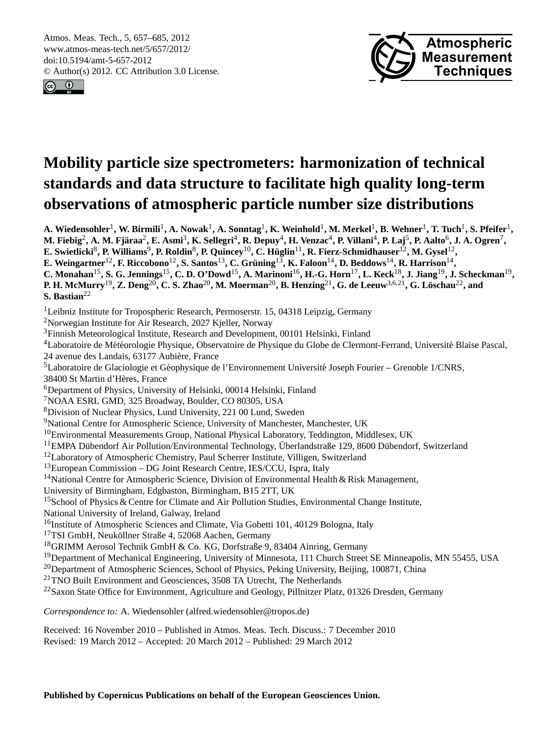# Mobility particle size spectrometers: harmonization of technical standards and data structure to facilitate high quality long-term observations of atmospheric particle number size distributions

**A. Wiedensohler[1], W. Birmili[1], A. Nowak[1], A. Sonntag[1], K. Weinhold[1], M. Merkel[1], B. Wehner[1], T. Tuch[1], S. Pfeifer[1], M. Fiebig[2], A. M. Fjäraa[2], E. Asmi[3], K. Sellegri[4], R. Depuy[4], H. Venzac[4], P. Villani[4], P. Laj[5], P. Aalto[6], J. A. Ogren[7], E. Swietlicki[8], P. Williams[9], P. Roldin[8], P. Quincey[10], C. Hüglin[11], R. Fierz-Schmidhauser[12], M. Gysel[12], E. Weingartner[12], F. Riccobono[12], S. Santos[13], C. Grüning[13], K. Faloon[14], D. Beddows[14], R. Harrison[14], C. Monahan[15], S. G. Jennings[15], C. D. O'Dowd[15], A. Marinoni[16], H.-G. Horn[17], L. Keck[18], J. Jiang[19], J. Scheckman[19], P. H. McMurry[19], Z. Deng[20], C. S. Zhao[20], M. Moerman[20], B. Henzing[21], G. de Leeuw[3,6,21], G. Löschau[22], and S. Bastian[22]**

[1]Leibniz Institute for Tropospheric Research, Permoserstr. 15, 04318 Leipzig, Germany
[2]Norwegian Institute for Air Research, 2027 Kjeller, Norway
[3]Finnish Meteorological Institute, Research and Development, 00101 Helsinki, Finland
[4]Laboratoire de Météorologie Physique, Observatoire de Physique du Globe de Clermont-Ferrand, Université Blaise Pascal, 24 avenue des Landais, 63177 Aubière, France
[5]Laboratoire de Glaciologie et Géophysique de l'Environnement Université Joseph Fourier – Grenoble 1/CNRS, 38400 St Martin d'Hères, France
[6]Department of Physics, University of Helsinki, 00014 Helsinki, Finland
[7]NOAA ESRL GMD, 325 Broadway, Boulder, CO 80305, USA
[8]Division of Nuclear Physics, Lund University, 221 00 Lund, Sweden
[9]National Centre for Atmospheric Science, University of Manchester, Manchester, UK
[10]Environmental Measurements Group, National Physical Laboratory, Teddington, Middlesex, UK
[11]EMPA Dübendorf Air Pollution/Environmental Technology, Überlandstraße 129, 8600 Dübendorf, Switzerland
[12]Laboratory of Atmospheric Chemistry, Paul Scherrer Institute, Villigen, Switzerland
[13]European Commission – DG Joint Research Centre, IES/CCU, Ispra, Italy
[14]National Centre for Atmospheric Science, Division of Environmental Health & Risk Management, University of Birmingham, Edgbaston, Birmingham, B15 2TT, UK
[15]School of Physics & Centre for Climate and Air Pollution Studies, Environmental Change Institute, National University of Ireland, Galway, Ireland
[16]Institute of Atmospheric Sciences and Climate, Via Gobetti 101, 40129 Bologna, Italy
[17]TSI GmbH, Neuköllner Straße 4, 52068 Aachen, Germany
[18]GRIMM Aerosol Technik GmbH & Co. KG, Dorfstraße 9, 83404 Ainring, Germany
[19]Department of Mechanical Engineering, University of Minnesota, 111 Church Street SE Minneapolis, MN 55455, USA
[20]Department of Atmospheric Sciences, School of Physics, Peking University, Beijing, 100871, China
[21]TNO Built Environment and Geosciences, 3508 TA Utrecht, The Netherlands
[22]Saxon State Office for Environment, Agriculture and Geology, Pillnitzer Platz, 01326 Dresden, Germany

*Correspondence to:* A. Wiedensohler (alfred.wiedensohler@tropos.de)

Received: 16 November 2010 – Published in Atmos. Meas. Tech. Discuss.: 7 December 2010
Revised: 19 March 2012 – Accepted: 20 March 2012 – Published: 29 March 2012

**Published by Copernicus Publications on behalf of the European Geosciences Union.**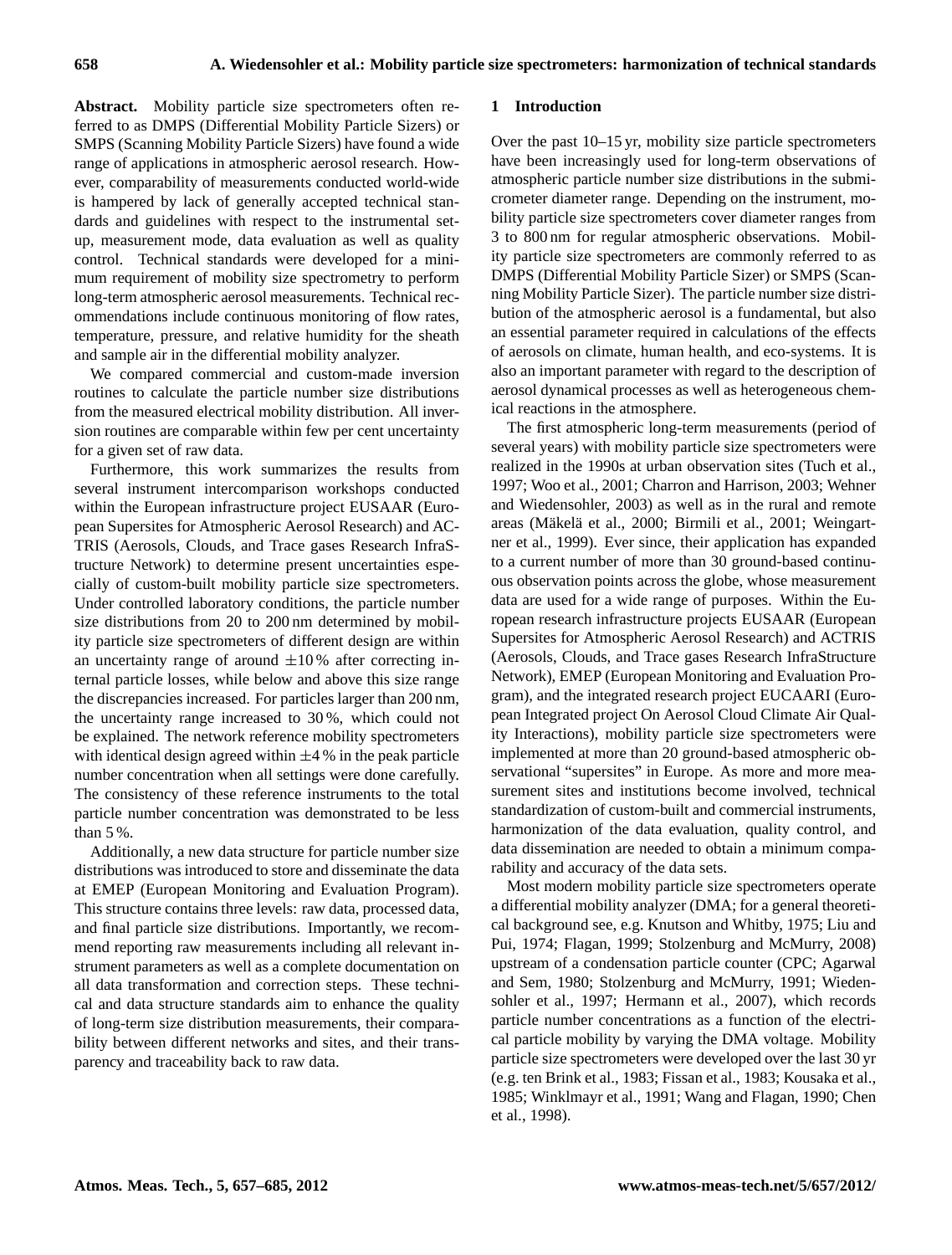**Abstract.** Mobility particle size spectrometers often referred to as DMPS (Differential Mobility Particle Sizers) or SMPS (Scanning Mobility Particle Sizers) have found a wide range of applications in atmospheric aerosol research. However, comparability of measurements conducted world-wide is hampered by lack of generally accepted technical standards and guidelines with respect to the instrumental setup, measurement mode, data evaluation as well as quality control. Technical standards were developed for a minimum requirement of mobility size spectrometry to perform long-term atmospheric aerosol measurements. Technical recommendations include continuous monitoring of flow rates, temperature, pressure, and relative humidity for the sheath and sample air in the differential mobility analyzer.

We compared commercial and custom-made inversion routines to calculate the particle number size distributions from the measured electrical mobility distribution. All inversion routines are comparable within few per cent uncertainty for a given set of raw data.

Furthermore, this work summarizes the results from several instrument intercomparison workshops conducted within the European infrastructure project EUSAAR (European Supersites for Atmospheric Aerosol Research) and ACTRIS (Aerosols, Clouds, and Trace gases Research InfraStructure Network) to determine present uncertainties especially of custom-built mobility particle size spectrometers. Under controlled laboratory conditions, the particle number size distributions from 20 to 200 nm determined by mobility particle size spectrometers of different design are within an uncertainty range of around ±10 % after correcting internal particle losses, while below and above this size range the discrepancies increased. For particles larger than 200 nm, the uncertainty range increased to 30 %, which could not be explained. The network reference mobility spectrometers with identical design agreed within ±4 % in the peak particle number concentration when all settings were done carefully. The consistency of these reference instruments to the total particle number concentration was demonstrated to be less than 5 %.

Additionally, a new data structure for particle number size distributions was introduced to store and disseminate the data at EMEP (European Monitoring and Evaluation Program). This structure contains three levels: raw data, processed data, and final particle size distributions. Importantly, we recommend reporting raw measurements including all relevant instrument parameters as well as a complete documentation on all data transformation and correction steps. These technical and data structure standards aim to enhance the quality of long-term size distribution measurements, their comparability between different networks and sites, and their transparency and traceability back to raw data.

## 1 Introduction

Over the past 10–15 yr, mobility size particle spectrometers have been increasingly used for long-term observations of atmospheric particle number size distributions in the submicrometer diameter range. Depending on the instrument, mobility particle size spectrometers cover diameter ranges from 3 to 800 nm for regular atmospheric observations. Mobility particle size spectrometers are commonly referred to as DMPS (Differential Mobility Particle Sizer) or SMPS (Scanning Mobility Particle Sizer). The particle number size distribution of the atmospheric aerosol is a fundamental, but also an essential parameter required in calculations of the effects of aerosols on climate, human health, and eco-systems. It is also an important parameter with regard to the description of aerosol dynamical processes as well as heterogeneous chemical reactions in the atmosphere.

The first atmospheric long-term measurements (period of several years) with mobility particle size spectrometers were realized in the 1990s at urban observation sites (Tuch et al., 1997; Woo et al., 2001; Charron and Harrison, 2003; Wehner and Wiedensohler, 2003) as well as in the rural and remote areas (Mäkelä et al., 2000; Birmili et al., 2001; Weingartner et al., 1999). Ever since, their application has expanded to a current number of more than 30 ground-based continuous observation points across the globe, whose measurement data are used for a wide range of purposes. Within the European research infrastructure projects EUSAAR (European Supersites for Atmospheric Aerosol Research) and ACTRIS (Aerosols, Clouds, and Trace gases Research InfraStructure Network), EMEP (European Monitoring and Evaluation Program), and the integrated research project EUCAARI (European Integrated project On Aerosol Cloud Climate Air Quality Interactions), mobility particle size spectrometers were implemented at more than 20 ground-based atmospheric observational "supersites" in Europe. As more and more measurement sites and institutions become involved, technical standardization of custom-built and commercial instruments, harmonization of the data evaluation, quality control, and data dissemination are needed to obtain a minimum comparability and accuracy of the data sets.

Most modern mobility particle size spectrometers operate a differential mobility analyzer (DMA; for a general theoretical background see, e.g. Knutson and Whitby, 1975; Liu and Pui, 1974; Flagan, 1999; Stolzenburg and McMurry, 2008) upstream of a condensation particle counter (CPC; Agarwal and Sem, 1980; Stolzenburg and McMurry, 1991; Wiedensohler et al., 1997; Hermann et al., 2007), which records particle number concentrations as a function of the electrical particle mobility by varying the DMA voltage. Mobility particle size spectrometers were developed over the last 30 yr (e.g. ten Brink et al., 1983; Fissan et al., 1983; Kousaka et al., 1985; Winklmayr et al., 1991; Wang and Flagan, 1990; Chen et al., 1998).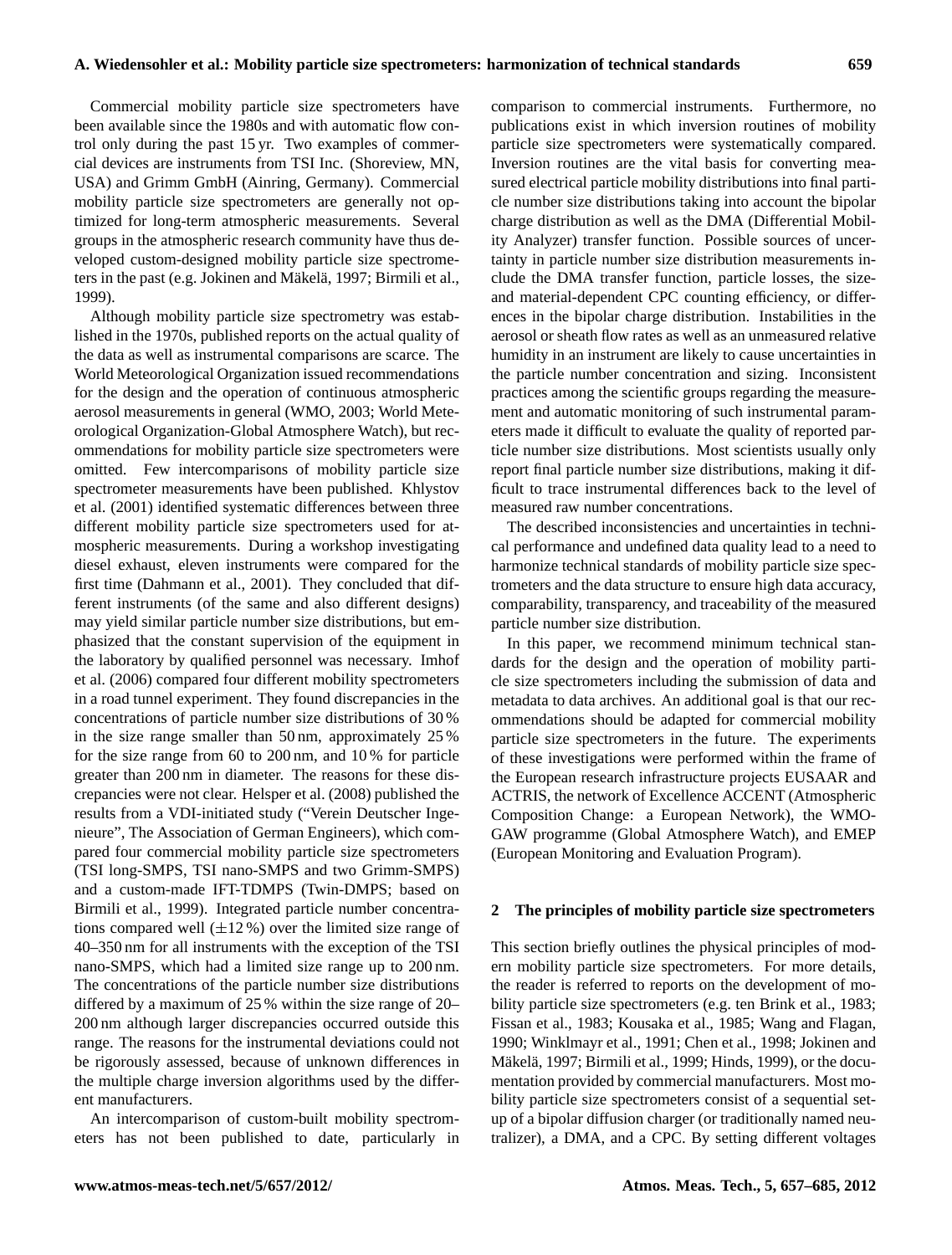Commercial mobility particle size spectrometers have been available since the 1980s and with automatic flow control only during the past 15 yr. Two examples of commercial devices are instruments from TSI Inc. (Shoreview, MN, USA) and Grimm GmbH (Ainring, Germany). Commercial mobility particle size spectrometers are generally not optimized for long-term atmospheric measurements. Several groups in the atmospheric research community have thus developed custom-designed mobility particle size spectrometers in the past (e.g. Jokinen and Mäkelä, 1997; Birmili et al., 1999).

Although mobility particle size spectrometry was established in the 1970s, published reports on the actual quality of the data as well as instrumental comparisons are scarce. The World Meteorological Organization issued recommendations for the design and the operation of continuous atmospheric aerosol measurements in general (WMO, 2003; World Meteorological Organization-Global Atmosphere Watch), but recommendations for mobility particle size spectrometers were omitted. Few intercomparisons of mobility particle size spectrometer measurements have been published. Khlystov et al. (2001) identified systematic differences between three different mobility particle size spectrometers used for atmospheric measurements. During a workshop investigating diesel exhaust, eleven instruments were compared for the first time (Dahmann et al., 2001). They concluded that different instruments (of the same and also different designs) may yield similar particle number size distributions, but emphasized that the constant supervision of the equipment in the laboratory by qualified personnel was necessary. Imhof et al. (2006) compared four different mobility spectrometers in a road tunnel experiment. They found discrepancies in the concentrations of particle number size distributions of 30 % in the size range smaller than 50 nm, approximately 25 % for the size range from 60 to 200 nm, and 10 % for particle greater than 200 nm in diameter. The reasons for these discrepancies were not clear. Helsper et al. (2008) published the results from a VDI-initiated study ("Verein Deutscher Ingenieure", The Association of German Engineers), which compared four commercial mobility particle size spectrometers (TSI long-SMPS, TSI nano-SMPS and two Grimm-SMPS) and a custom-made IFT-TDMPS (Twin-DMPS; based on Birmili et al., 1999). Integrated particle number concentrations compared well ($\pm 12$ %) over the limited size range of 40–350 nm for all instruments with the exception of the TSI nano-SMPS, which had a limited size range up to 200 nm. The concentrations of the particle number size distributions differed by a maximum of 25 % within the size range of 20–200 nm although larger discrepancies occurred outside this range. The reasons for the instrumental deviations could not be rigorously assessed, because of unknown differences in the multiple charge inversion algorithms used by the different manufacturers.

An intercomparison of custom-built mobility spectrometers has not been published to date, particularly in comparison to commercial instruments. Furthermore, no publications exist in which inversion routines of mobility particle size spectrometers were systematically compared. Inversion routines are the vital basis for converting measured electrical particle mobility distributions into final particle number size distributions taking into account the bipolar charge distribution as well as the DMA (Differential Mobility Analyzer) transfer function. Possible sources of uncertainty in particle number size distribution measurements include the DMA transfer function, particle losses, the size- and material-dependent CPC counting efficiency, or differences in the bipolar charge distribution. Instabilities in the aerosol or sheath flow rates as well as an unmeasured relative humidity in an instrument are likely to cause uncertainties in the particle number concentration and sizing. Inconsistent practices among the scientific groups regarding the measurement and automatic monitoring of such instrumental parameters made it difficult to evaluate the quality of reported particle number size distributions. Most scientists usually only report final particle number size distributions, making it difficult to trace instrumental differences back to the level of measured raw number concentrations.

The described inconsistencies and uncertainties in technical performance and undefined data quality lead to a need to harmonize technical standards of mobility particle size spectrometers and the data structure to ensure high data accuracy, comparability, transparency, and traceability of the measured particle number size distribution.

In this paper, we recommend minimum technical standards for the design and the operation of mobility particle size spectrometers including the submission of data and metadata to data archives. An additional goal is that our recommendations should be adapted for commercial mobility particle size spectrometers in the future. The experiments of these investigations were performed within the frame of the European research infrastructure projects EUSAAR and ACTRIS, the network of Excellence ACCENT (Atmospheric Composition Change: a European Network), the WMO-GAW programme (Global Atmosphere Watch), and EMEP (European Monitoring and Evaluation Program).

## 2 The principles of mobility particle size spectrometers

This section briefly outlines the physical principles of modern mobility particle size spectrometers. For more details, the reader is referred to reports on the development of mobility particle size spectrometers (e.g. ten Brink et al., 1983; Fissan et al., 1983; Kousaka et al., 1985; Wang and Flagan, 1990; Winklmayr et al., 1991; Chen et al., 1998; Jokinen and Mäkelä, 1997; Birmili et al., 1999; Hinds, 1999), or the documentation provided by commercial manufacturers. Most mobility particle size spectrometers consist of a sequential set-up of a bipolar diffusion charger (or traditionally named neutralizer), a DMA, and a CPC. By setting different voltages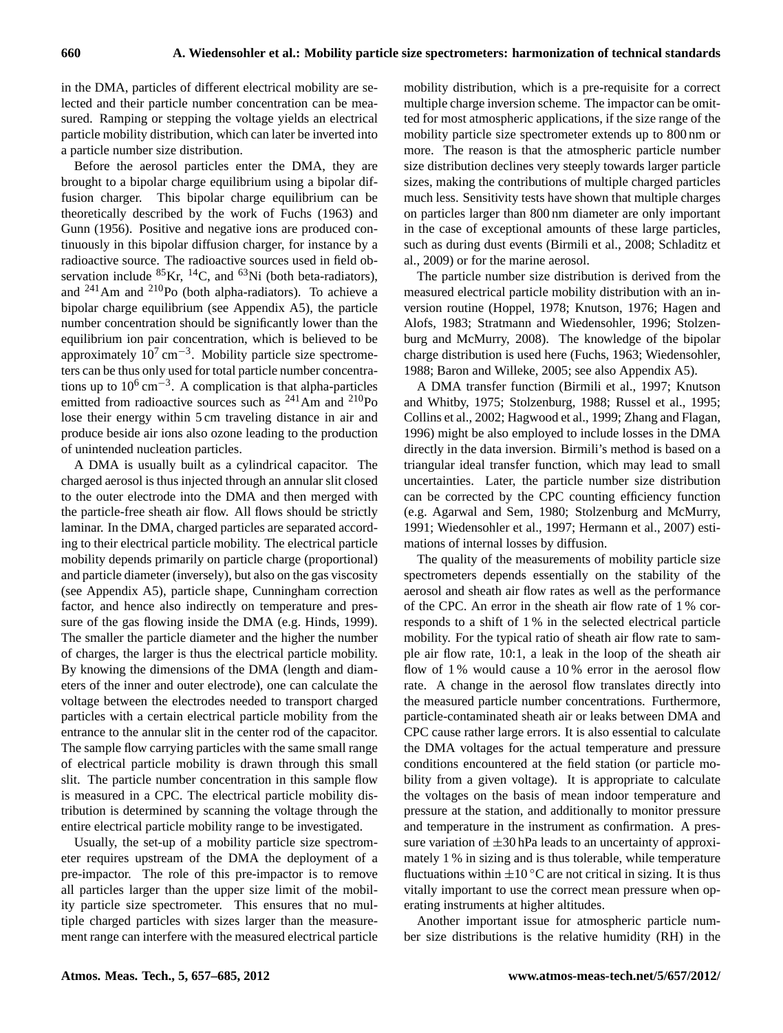in the DMA, particles of different electrical mobility are selected and their particle number concentration can be measured. Ramping or stepping the voltage yields an electrical particle mobility distribution, which can later be inverted into a particle number size distribution.

Before the aerosol particles enter the DMA, they are brought to a bipolar charge equilibrium using a bipolar diffusion charger. This bipolar charge equilibrium can be theoretically described by the work of Fuchs (1963) and Gunn (1956). Positive and negative ions are produced continuously in this bipolar diffusion charger, for instance by a radioactive source. The radioactive sources used in field observation include $^{85}$Kr, $^{14}$C, and $^{63}$Ni (both beta-radiators), and $^{241}$Am and $^{210}$Po (both alpha-radiators). To achieve a bipolar charge equilibrium (see Appendix A5), the particle number concentration should be significantly lower than the equilibrium ion pair concentration, which is believed to be approximately $10^7$ cm$^{-3}$. Mobility particle size spectrometers can be thus only used for total particle number concentrations up to $10^6$ cm$^{-3}$. A complication is that alpha-particles emitted from radioactive sources such as $^{241}$Am and $^{210}$Po lose their energy within 5 cm traveling distance in air and produce beside air ions also ozone leading to the production of unintended nucleation particles.

A DMA is usually built as a cylindrical capacitor. The charged aerosol is thus injected through an annular slit closed to the outer electrode into the DMA and then merged with the particle-free sheath air flow. All flows should be strictly laminar. In the DMA, charged particles are separated according to their electrical particle mobility. The electrical particle mobility depends primarily on particle charge (proportional) and particle diameter (inversely), but also on the gas viscosity (see Appendix A5), particle shape, Cunningham correction factor, and hence also indirectly on temperature and pressure of the gas flowing inside the DMA (e.g. Hinds, 1999). The smaller the particle diameter and the higher the number of charges, the larger is thus the electrical particle mobility. By knowing the dimensions of the DMA (length and diameters of the inner and outer electrode), one can calculate the voltage between the electrodes needed to transport charged particles with a certain electrical particle mobility from the entrance to the annular slit in the center rod of the capacitor. The sample flow carrying particles with the same small range of electrical particle mobility is drawn through this small slit. The particle number concentration in this sample flow is measured in a CPC. The electrical particle mobility distribution is determined by scanning the voltage through the entire electrical particle mobility range to be investigated.

Usually, the set-up of a mobility particle size spectrometer requires upstream of the DMA the deployment of a pre-impactor. The role of this pre-impactor is to remove all particles larger than the upper size limit of the mobility particle size spectrometer. This ensures that no multiple charged particles with sizes larger than the measurement range can interfere with the measured electrical particle mobility distribution, which is a pre-requisite for a correct multiple charge inversion scheme. The impactor can be omitted for most atmospheric applications, if the size range of the mobility particle size spectrometer extends up to 800 nm or more. The reason is that the atmospheric particle number size distribution declines very steeply towards larger particle sizes, making the contributions of multiple charged particles much less. Sensitivity tests have shown that multiple charges on particles larger than 800 nm diameter are only important in the case of exceptional amounts of these large particles, such as during dust events (Birmili et al., 2008; Schladitz et al., 2009) or for the marine aerosol.

The particle number size distribution is derived from the measured electrical particle mobility distribution with an inversion routine (Hoppel, 1978; Knutson, 1976; Hagen and Alofs, 1983; Stratmann and Wiedensohler, 1996; Stolzenburg and McMurry, 2008). The knowledge of the bipolar charge distribution is used here (Fuchs, 1963; Wiedensohler, 1988; Baron and Willeke, 2005; see also Appendix A5).

A DMA transfer function (Birmili et al., 1997; Knutson and Whitby, 1975; Stolzenburg, 1988; Russel et al., 1995; Collins et al., 2002; Hagwood et al., 1999; Zhang and Flagan, 1996) might be also employed to include losses in the DMA directly in the data inversion. Birmili's method is based on a triangular ideal transfer function, which may lead to small uncertainties. Later, the particle number size distribution can be corrected by the CPC counting efficiency function (e.g. Agarwal and Sem, 1980; Stolzenburg and McMurry, 1991; Wiedensohler et al., 1997; Hermann et al., 2007) estimations of internal losses by diffusion.

The quality of the measurements of mobility particle size spectrometers depends essentially on the stability of the aerosol and sheath air flow rates as well as the performance of the CPC. An error in the sheath air flow rate of 1 % corresponds to a shift of 1 % in the selected electrical particle mobility. For the typical ratio of sheath air flow rate to sample air flow rate, 10:1, a leak in the loop of the sheath air flow of 1 % would cause a 10 % error in the aerosol flow rate. A change in the aerosol flow translates directly into the measured particle number concentrations. Furthermore, particle-contaminated sheath air or leaks between DMA and CPC cause rather large errors. It is also essential to calculate the DMA voltages for the actual temperature and pressure conditions encountered at the field station (or particle mobility from a given voltage). It is appropriate to calculate the voltages on the basis of mean indoor temperature and pressure at the station, and additionally to monitor pressure and temperature in the instrument as confirmation. A pressure variation of $\pm 30$ hPa leads to an uncertainty of approximately 1 % in sizing and is thus tolerable, while temperature fluctuations within $\pm 10\,^{\circ}$C are not critical in sizing. It is thus vitally important to use the correct mean pressure when operating instruments at higher altitudes.

Another important issue for atmospheric particle number size distributions is the relative humidity (RH) in the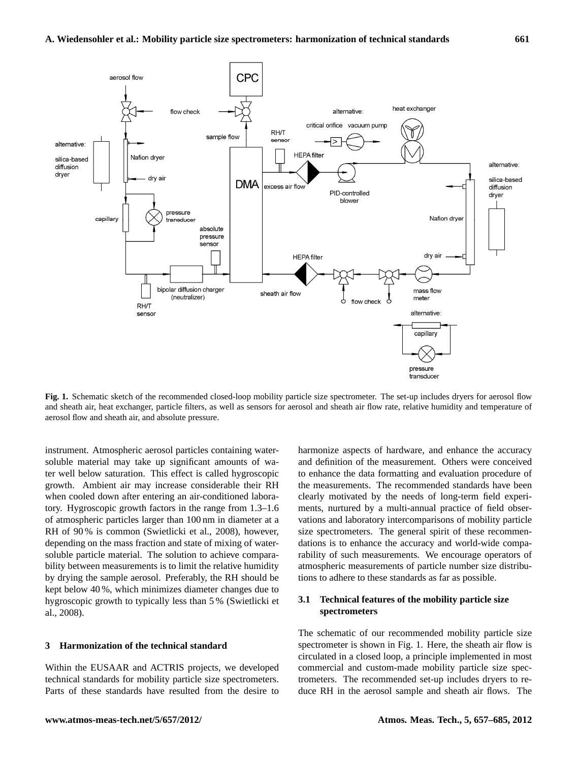**Fig. 1.** Schematic sketch of the recommended closed-loop mobility particle size spectrometer. The set-up includes dryers for aerosol flow and sheath air, heat exchanger, particle filters, as well as sensors for aerosol and sheath air flow rate, relative humidity and temperature of aerosol flow and sheath air, and absolute pressure.

instrument. Atmospheric aerosol particles containing water-soluble material may take up significant amounts of water well below saturation. This effect is called hygroscopic growth. Ambient air may increase considerable their RH when cooled down after entering an air-conditioned laboratory. Hygroscopic growth factors in the range from 1.3–1.6 of atmospheric particles larger than 100 nm in diameter at a RH of 90 % is common (Swietlicki et al., 2008), however, depending on the mass fraction and state of mixing of water-soluble particle material. The solution to achieve comparability between measurements is to limit the relative humidity by drying the sample aerosol. Preferably, the RH should be kept below 40 %, which minimizes diameter changes due to hygroscopic growth to typically less than 5 % (Swietlicki et al., 2008).

## 3 Harmonization of the technical standard

Within the EUSAAR and ACTRIS projects, we developed technical standards for mobility particle size spectrometers. Parts of these standards have resulted from the desire to harmonize aspects of hardware, and enhance the accuracy and definition of the measurement. Others were conceived to enhance the data formatting and evaluation procedure of the measurements. The recommended standards have been clearly motivated by the needs of long-term field experiments, nurtured by a multi-annual practice of field observations and laboratory intercomparisons of mobility particle size spectrometers. The general spirit of these recommendations is to enhance the accuracy and world-wide comparability of such measurements. We encourage operators of atmospheric measurements of particle number size distributions to adhere to these standards as far as possible.

### 3.1 Technical features of the mobility particle size spectrometers

The schematic of our recommended mobility particle size spectrometer is shown in Fig. 1. Here, the sheath air flow is circulated in a closed loop, a principle implemented in most commercial and custom-made mobility particle size spectrometers. The recommended set-up includes dryers to reduce RH in the aerosol sample and sheath air flows. The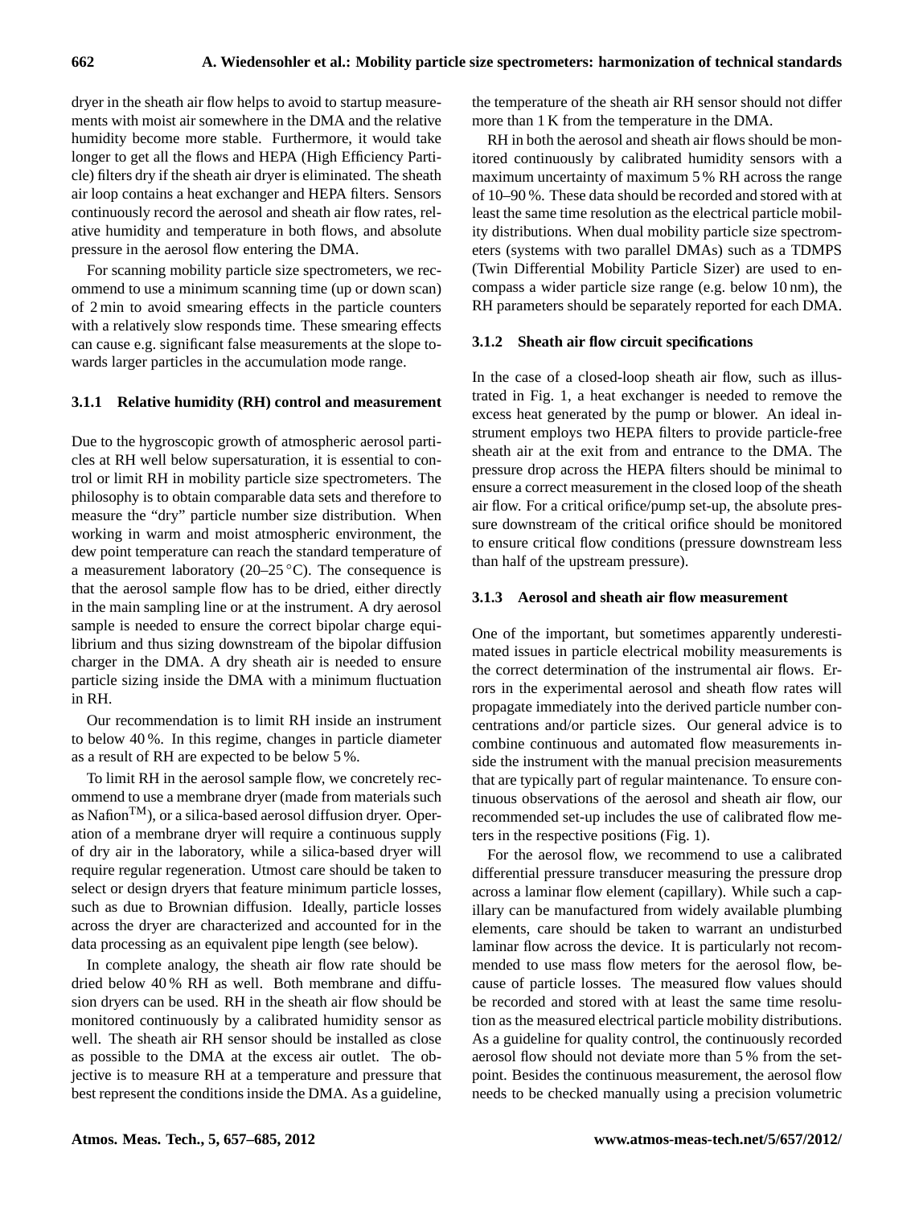dryer in the sheath air flow helps to avoid to startup measurements with moist air somewhere in the DMA and the relative humidity become more stable. Furthermore, it would take longer to get all the flows and HEPA (High Efficiency Particle) filters dry if the sheath air dryer is eliminated. The sheath air loop contains a heat exchanger and HEPA filters. Sensors continuously record the aerosol and sheath air flow rates, relative humidity and temperature in both flows, and absolute pressure in the aerosol flow entering the DMA.

For scanning mobility particle size spectrometers, we recommend to use a minimum scanning time (up or down scan) of 2 min to avoid smearing effects in the particle counters with a relatively slow responds time. These smearing effects can cause e.g. significant false measurements at the slope towards larger particles in the accumulation mode range.

### 3.1.1 Relative humidity (RH) control and measurement

Due to the hygroscopic growth of atmospheric aerosol particles at RH well below supersaturation, it is essential to control or limit RH in mobility particle size spectrometers. The philosophy is to obtain comparable data sets and therefore to measure the "dry" particle number size distribution. When working in warm and moist atmospheric environment, the dew point temperature can reach the standard temperature of a measurement laboratory (20–25 °C). The consequence is that the aerosol sample flow has to be dried, either directly in the main sampling line or at the instrument. A dry aerosol sample is needed to ensure the correct bipolar charge equilibrium and thus sizing downstream of the bipolar diffusion charger in the DMA. A dry sheath air is needed to ensure particle sizing inside the DMA with a minimum fluctuation in RH.

Our recommendation is to limit RH inside an instrument to below 40 %. In this regime, changes in particle diameter as a result of RH are expected to be below 5 %.

To limit RH in the aerosol sample flow, we concretely recommend to use a membrane dryer (made from materials such as Nafion™), or a silica-based aerosol diffusion dryer. Operation of a membrane dryer will require a continuous supply of dry air in the laboratory, while a silica-based dryer will require regular regeneration. Utmost care should be taken to select or design dryers that feature minimum particle losses, such as due to Brownian diffusion. Ideally, particle losses across the dryer are characterized and accounted for in the data processing as an equivalent pipe length (see below).

In complete analogy, the sheath air flow rate should be dried below 40 % RH as well. Both membrane and diffusion dryers can be used. RH in the sheath air flow should be monitored continuously by a calibrated humidity sensor as well. The sheath air RH sensor should be installed as close as possible to the DMA at the excess air outlet. The objective is to measure RH at a temperature and pressure that best represent the conditions inside the DMA. As a guideline, the temperature of the sheath air RH sensor should not differ more than 1 K from the temperature in the DMA.

RH in both the aerosol and sheath air flows should be monitored continuously by calibrated humidity sensors with a maximum uncertainty of maximum 5 % RH across the range of 10–90 %. These data should be recorded and stored with at least the same time resolution as the electrical particle mobility distributions. When dual mobility particle size spectrometers (systems with two parallel DMAs) such as a TDMPS (Twin Differential Mobility Particle Sizer) are used to encompass a wider particle size range (e.g. below 10 nm), the RH parameters should be separately reported for each DMA.

### 3.1.2 Sheath air flow circuit specifications

In the case of a closed-loop sheath air flow, such as illustrated in Fig. 1, a heat exchanger is needed to remove the excess heat generated by the pump or blower. An ideal instrument employs two HEPA filters to provide particle-free sheath air at the exit from and entrance to the DMA. The pressure drop across the HEPA filters should be minimal to ensure a correct measurement in the closed loop of the sheath air flow. For a critical orifice/pump set-up, the absolute pressure downstream of the critical orifice should be monitored to ensure critical flow conditions (pressure downstream less than half of the upstream pressure).

### 3.1.3 Aerosol and sheath air flow measurement

One of the important, but sometimes apparently underestimated issues in particle electrical mobility measurements is the correct determination of the instrumental air flows. Errors in the experimental aerosol and sheath flow rates will propagate immediately into the derived particle number concentrations and/or particle sizes. Our general advice is to combine continuous and automated flow measurements inside the instrument with the manual precision measurements that are typically part of regular maintenance. To ensure continuous observations of the aerosol and sheath air flow, our recommended set-up includes the use of calibrated flow meters in the respective positions (Fig. 1).

For the aerosol flow, we recommend to use a calibrated differential pressure transducer measuring the pressure drop across a laminar flow element (capillary). While such a capillary can be manufactured from widely available plumbing elements, care should be taken to warrant an undisturbed laminar flow across the device. It is particularly not recommended to use mass flow meters for the aerosol flow, because of particle losses. The measured flow values should be recorded and stored with at least the same time resolution as the measured electrical particle mobility distributions. As a guideline for quality control, the continuously recorded aerosol flow should not deviate more than 5 % from the setpoint. Besides the continuous measurement, the aerosol flow needs to be checked manually using a precision volumetric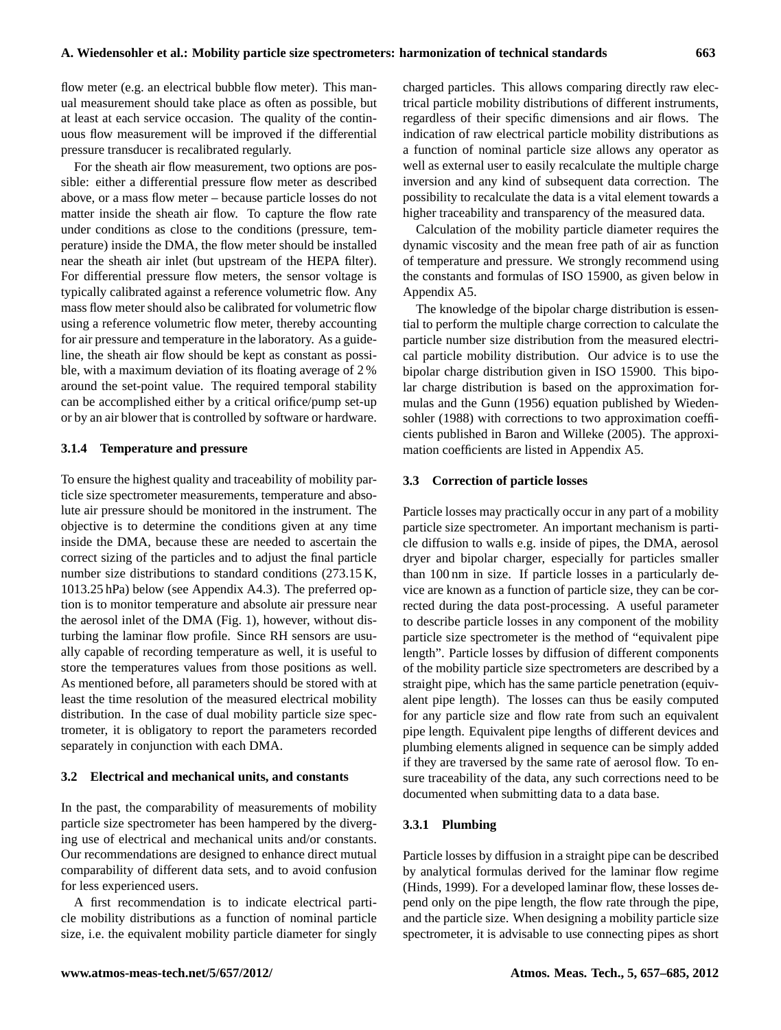flow meter (e.g. an electrical bubble flow meter). This manual measurement should take place as often as possible, but at least at each service occasion. The quality of the continuous flow measurement will be improved if the differential pressure transducer is recalibrated regularly.

For the sheath air flow measurement, two options are possible: either a differential pressure flow meter as described above, or a mass flow meter – because particle losses do not matter inside the sheath air flow. To capture the flow rate under conditions as close to the conditions (pressure, temperature) inside the DMA, the flow meter should be installed near the sheath air inlet (but upstream of the HEPA filter). For differential pressure flow meters, the sensor voltage is typically calibrated against a reference volumetric flow. Any mass flow meter should also be calibrated for volumetric flow using a reference volumetric flow meter, thereby accounting for air pressure and temperature in the laboratory. As a guideline, the sheath air flow should be kept as constant as possible, with a maximum deviation of its floating average of 2 % around the set-point value. The required temporal stability can be accomplished either by a critical orifice/pump set-up or by an air blower that is controlled by software or hardware.

#### 3.1.4 Temperature and pressure

To ensure the highest quality and traceability of mobility particle size spectrometer measurements, temperature and absolute air pressure should be monitored in the instrument. The objective is to determine the conditions given at any time inside the DMA, because these are needed to ascertain the correct sizing of the particles and to adjust the final particle number size distributions to standard conditions (273.15 K, 1013.25 hPa) below (see Appendix A4.3). The preferred option is to monitor temperature and absolute air pressure near the aerosol inlet of the DMA (Fig. 1), however, without disturbing the laminar flow profile. Since RH sensors are usually capable of recording temperature as well, it is useful to store the temperatures values from those positions as well. As mentioned before, all parameters should be stored with at least the time resolution of the measured electrical mobility distribution. In the case of dual mobility particle size spectrometer, it is obligatory to report the parameters recorded separately in conjunction with each DMA.

### 3.2 Electrical and mechanical units, and constants

In the past, the comparability of measurements of mobility particle size spectrometer has been hampered by the diverging use of electrical and mechanical units and/or constants. Our recommendations are designed to enhance direct mutual comparability of different data sets, and to avoid confusion for less experienced users.

A first recommendation is to indicate electrical particle mobility distributions as a function of nominal particle size, i.e. the equivalent mobility particle diameter for singly charged particles. This allows comparing directly raw electrical particle mobility distributions of different instruments, regardless of their specific dimensions and air flows. The indication of raw electrical particle mobility distributions as a function of nominal particle size allows any operator as well as external user to easily recalculate the multiple charge inversion and any kind of subsequent data correction. The possibility to recalculate the data is a vital element towards a higher traceability and transparency of the measured data.

Calculation of the mobility particle diameter requires the dynamic viscosity and the mean free path of air as function of temperature and pressure. We strongly recommend using the constants and formulas of ISO 15900, as given below in Appendix A5.

The knowledge of the bipolar charge distribution is essential to perform the multiple charge correction to calculate the particle number size distribution from the measured electrical particle mobility distribution. Our advice is to use the bipolar charge distribution given in ISO 15900. This bipolar charge distribution is based on the approximation formulas and the Gunn (1956) equation published by Wiedensohler (1988) with corrections to two approximation coefficients published in Baron and Willeke (2005). The approximation coefficients are listed in Appendix A5.

### 3.3 Correction of particle losses

Particle losses may practically occur in any part of a mobility particle size spectrometer. An important mechanism is particle diffusion to walls e.g. inside of pipes, the DMA, aerosol dryer and bipolar charger, especially for particles smaller than 100 nm in size. If particle losses in a particularly device are known as a function of particle size, they can be corrected during the data post-processing. A useful parameter to describe particle losses in any component of the mobility particle size spectrometer is the method of "equivalent pipe length". Particle losses by diffusion of different components of the mobility particle size spectrometers are described by a straight pipe, which has the same particle penetration (equivalent pipe length). The losses can thus be easily computed for any particle size and flow rate from such an equivalent pipe length. Equivalent pipe lengths of different devices and plumbing elements aligned in sequence can be simply added if they are traversed by the same rate of aerosol flow. To ensure traceability of the data, any such corrections need to be documented when submitting data to a data base.

#### 3.3.1 Plumbing

Particle losses by diffusion in a straight pipe can be described by analytical formulas derived for the laminar flow regime (Hinds, 1999). For a developed laminar flow, these losses depend only on the pipe length, the flow rate through the pipe, and the particle size. When designing a mobility particle size spectrometer, it is advisable to use connecting pipes as short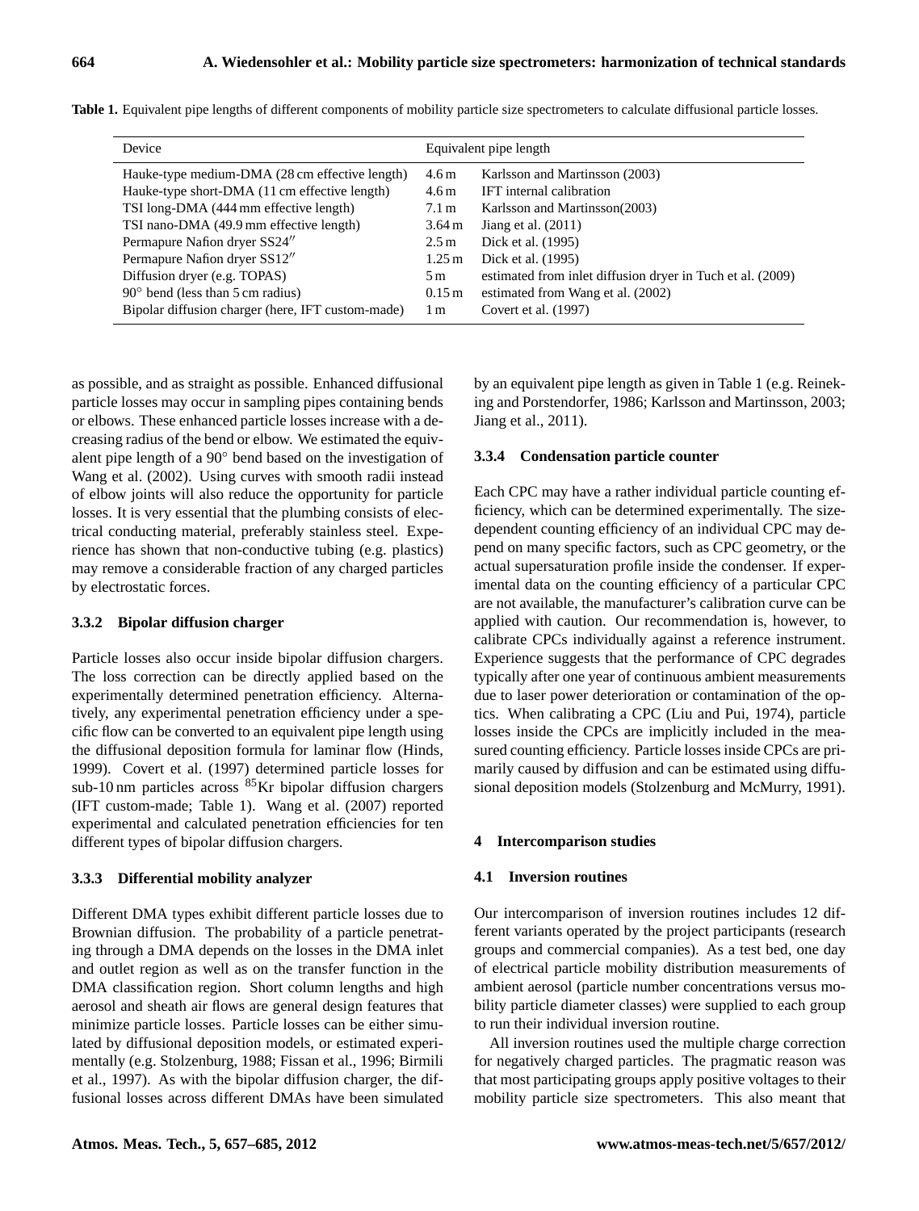**Table 1.** Equivalent pipe lengths of different components of mobility particle size spectrometers to calculate diffusional particle losses.

| Device | Equivalent pipe length | |
|---|---|---|
| Hauke-type medium-DMA (28 cm effective length) | 4.6 m | Karlsson and Martinsson (2003) |
| Hauke-type short-DMA (11 cm effective length) | 4.6 m | IFT internal calibration |
| TSI long-DMA (444 mm effective length) | 7.1 m | Karlsson and Martinsson(2003) |
| TSI nano-DMA (49.9 mm effective length) | 3.64 m | Jiang et al. (2011) |
| Permapure Nafion dryer SS24″ | 2.5 m | Dick et al. (1995) |
| Permapure Nafion dryer SS12″ | 1.25 m | Dick et al. (1995) |
| Diffusion dryer (e.g. TOPAS) | 5 m | estimated from inlet diffusion dryer in Tuch et al. (2009) |
| 90° bend (less than 5 cm radius) | 0.15 m | estimated from Wang et al. (2002) |
| Bipolar diffusion charger (here, IFT custom-made) | 1 m | Covert et al. (1997) |

as possible, and as straight as possible. Enhanced diffusional particle losses may occur in sampling pipes containing bends or elbows. These enhanced particle losses increase with a decreasing radius of the bend or elbow. We estimated the equivalent pipe length of a 90° bend based on the investigation of Wang et al. (2002). Using curves with smooth radii instead of elbow joints will also reduce the opportunity for particle losses. It is very essential that the plumbing consists of electrical conducting material, preferably stainless steel. Experience has shown that non-conductive tubing (e.g. plastics) may remove a considerable fraction of any charged particles by electrostatic forces.

#### 3.3.2 Bipolar diffusion charger

Particle losses also occur inside bipolar diffusion chargers. The loss correction can be directly applied based on the experimentally determined penetration efficiency. Alternatively, any experimental penetration efficiency under a specific flow can be converted to an equivalent pipe length using the diffusional deposition formula for laminar flow (Hinds, 1999). Covert et al. (1997) determined particle losses for sub-10 nm particles across $^{85}$Kr bipolar diffusion chargers (IFT custom-made; Table 1). Wang et al. (2007) reported experimental and calculated penetration efficiencies for ten different types of bipolar diffusion chargers.

#### 3.3.3 Differential mobility analyzer

Different DMA types exhibit different particle losses due to Brownian diffusion. The probability of a particle penetrating through a DMA depends on the losses in the DMA inlet and outlet region as well as on the transfer function in the DMA classification region. Short column lengths and high aerosol and sheath air flows are general design features that minimize particle losses. Particle losses can be either simulated by diffusional deposition models, or estimated experimentally (e.g. Stolzenburg, 1988; Fissan et al., 1996; Birmili et al., 1997). As with the bipolar diffusion charger, the diffusional losses across different DMAs have been simulated by an equivalent pipe length as given in Table 1 (e.g. Reineking and Porstendorfer, 1986; Karlsson and Martinsson, 2003; Jiang et al., 2011).

#### 3.3.4 Condensation particle counter

Each CPC may have a rather individual particle counting efficiency, which can be determined experimentally. The size-dependent counting efficiency of an individual CPC may depend on many specific factors, such as CPC geometry, or the actual supersaturation profile inside the condenser. If experimental data on the counting efficiency of a particular CPC are not available, the manufacturer's calibration curve can be applied with caution. Our recommendation is, however, to calibrate CPCs individually against a reference instrument. Experience suggests that the performance of CPC degrades typically after one year of continuous ambient measurements due to laser power deterioration or contamination of the optics. When calibrating a CPC (Liu and Pui, 1974), particle losses inside the CPCs are implicitly included in the measured counting efficiency. Particle losses inside CPCs are primarily caused by diffusion and can be estimated using diffusional deposition models (Stolzenburg and McMurry, 1991).

## 4 Intercomparison studies

### 4.1 Inversion routines

Our intercomparison of inversion routines includes 12 different variants operated by the project participants (research groups and commercial companies). As a test bed, one day of electrical particle mobility distribution measurements of ambient aerosol (particle number concentrations versus mobility particle diameter classes) were supplied to each group to run their individual inversion routine.

All inversion routines used the multiple charge correction for negatively charged particles. The pragmatic reason was that most participating groups apply positive voltages to their mobility particle size spectrometers. This also meant that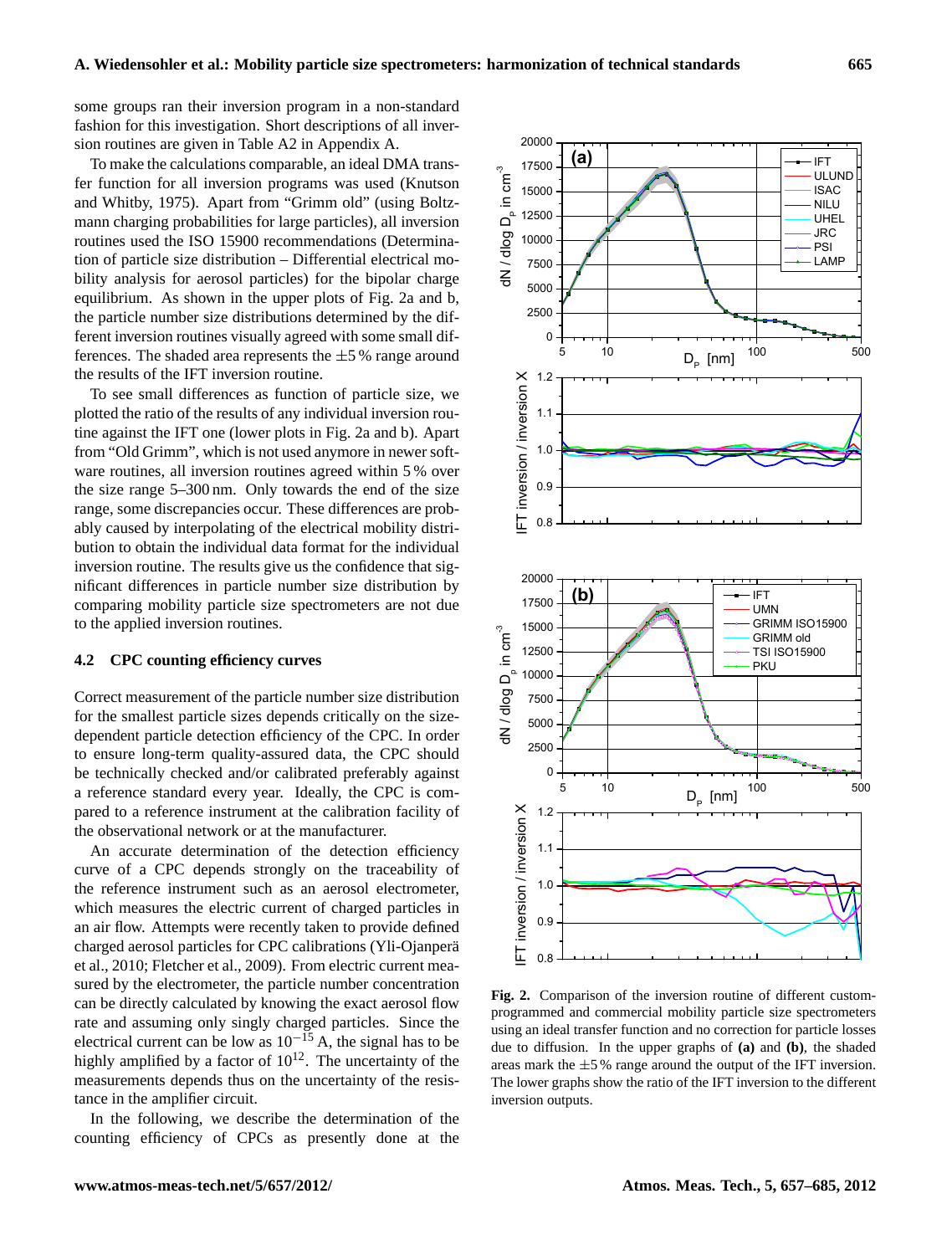some groups ran their inversion program in a non-standard fashion for this investigation. Short descriptions of all inversion routines are given in Table A2 in Appendix A.

To make the calculations comparable, an ideal DMA transfer function for all inversion programs was used (Knutson and Whitby, 1975). Apart from "Grimm old" (using Boltzmann charging probabilities for large particles), all inversion routines used the ISO 15900 recommendations (Determination of particle size distribution – Differential electrical mobility analysis for aerosol particles) for the bipolar charge equilibrium. As shown in the upper plots of Fig. 2a and b, the particle number size distributions determined by the different inversion routines visually agreed with some small differences. The shaded area represents the ±5 % range around the results of the IFT inversion routine.

To see small differences as function of particle size, we plotted the ratio of the results of any individual inversion routine against the IFT one (lower plots in Fig. 2a and b). Apart from "Old Grimm", which is not used anymore in newer software routines, all inversion routines agreed within 5 % over the size range 5–300 nm. Only towards the end of the size range, some discrepancies occur. These differences are probably caused by interpolating of the electrical mobility distribution to obtain the individual data format for the individual inversion routine. The results give us the confidence that significant differences in particle number size distribution by comparing mobility particle size spectrometers are not due to the applied inversion routines.

### 4.2 CPC counting efficiency curves

Correct measurement of the particle number size distribution for the smallest particle sizes depends critically on the size-dependent particle detection efficiency of the CPC. In order to ensure long-term quality-assured data, the CPC should be technically checked and/or calibrated preferably against a reference standard every year. Ideally, the CPC is compared to a reference instrument at the calibration facility of the observational network or at the manufacturer.

An accurate determination of the detection efficiency curve of a CPC depends strongly on the traceability of the reference instrument such as an aerosol electrometer, which measures the electric current of charged particles in an air flow. Attempts were recently taken to provide defined charged aerosol particles for CPC calibrations (Yli-Ojanperä et al., 2010; Fletcher et al., 2009). From electric current measured by the electrometer, the particle number concentration can be directly calculated by knowing the exact aerosol flow rate and assuming only singly charged particles. Since the electrical current can be low as $10^{-15}$ A, the signal has to be highly amplified by a factor of $10^{12}$. The uncertainty of the measurements depends thus on the uncertainty of the resistance in the amplifier circuit.

In the following, we describe the determination of the counting efficiency of CPCs as presently done at the

**Fig. 2.** Comparison of the inversion routine of different custom-programmed and commercial mobility particle size spectrometers using an ideal transfer function and no correction for particle losses due to diffusion. In the upper graphs of **(a)** and **(b)**, the shaded areas mark the ±5 % range around the output of the IFT inversion. The lower graphs show the ratio of the IFT inversion to the different inversion outputs.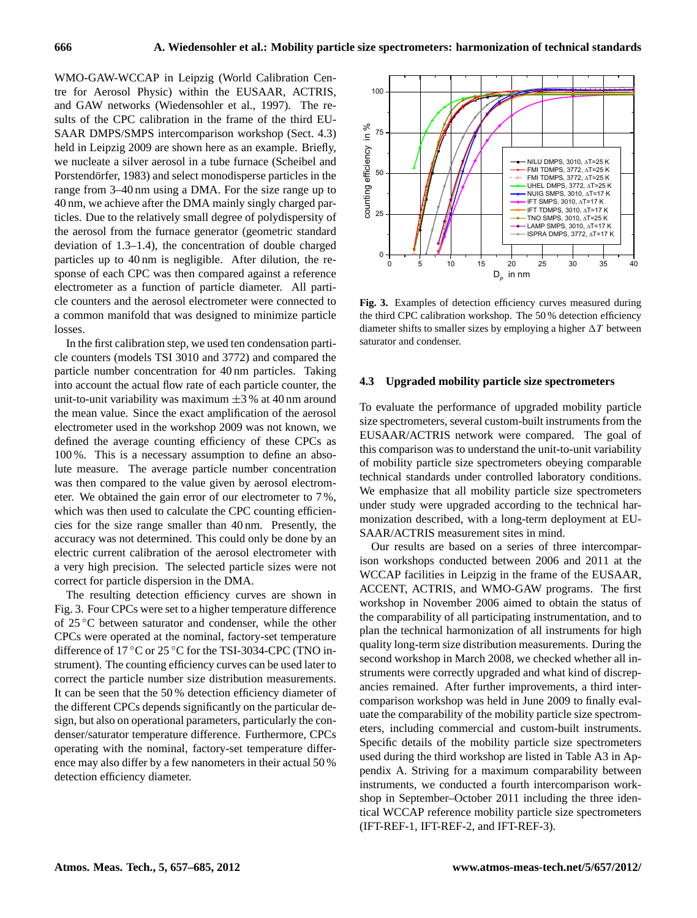WMO-GAW-WCCAP in Leipzig (World Calibration Centre for Aerosol Physic) within the EUSAAR, ACTRIS, and GAW networks (Wiedensohler et al., 1997). The results of the CPC calibration in the frame of the third EUSAAR DMPS/SMPS intercomparison workshop (Sect. 4.3) held in Leipzig 2009 are shown here as an example. Briefly, we nucleate a silver aerosol in a tube furnace (Scheibel and Porstendörfer, 1983) and select monodisperse particles in the range from 3–40 nm using a DMA. For the size range up to 40 nm, we achieve after the DMA mainly singly charged particles. Due to the relatively small degree of polydispersity of the aerosol from the furnace generator (geometric standard deviation of 1.3–1.4), the concentration of double charged particles up to 40 nm is negligible. After dilution, the response of each CPC was then compared against a reference electrometer as a function of particle diameter. All particle counters and the aerosol electrometer were connected to a common manifold that was designed to minimize particle losses.

In the first calibration step, we used ten condensation particle counters (models TSI 3010 and 3772) and compared the particle number concentration for 40 nm particles. Taking into account the actual flow rate of each particle counter, the unit-to-unit variability was maximum ±3 % at 40 nm around the mean value. Since the exact amplification of the aerosol electrometer used in the workshop 2009 was not known, we defined the average counting efficiency of these CPCs as 100 %. This is a necessary assumption to define an absolute measure. The average particle number concentration was then compared to the value given by aerosol electrometer. We obtained the gain error of our electrometer to 7 %, which was then used to calculate the CPC counting efficiencies for the size range smaller than 40 nm. Presently, the accuracy was not determined. This could only be done by an electric current calibration of the aerosol electrometer with a very high precision. The selected particle sizes were not correct for particle dispersion in the DMA.

The resulting detection efficiency curves are shown in Fig. 3. Four CPCs were set to a higher temperature difference of 25 °C between saturator and condenser, while the other CPCs were operated at the nominal, factory-set temperature difference of 17 °C or 25 °C for the TSI-3034-CPC (TNO instrument). The counting efficiency curves can be used later to correct the particle number size distribution measurements. It can be seen that the 50 % detection efficiency diameter of the different CPCs depends significantly on the particular design, but also on operational parameters, particularly the condenser/saturator temperature difference. Furthermore, CPCs operating with the nominal, factory-set temperature difference may also differ by a few nanometers in their actual 50 % detection efficiency diameter.

**Fig. 3.** Examples of detection efficiency curves measured during the third CPC calibration workshop. The 50 % detection efficiency diameter shifts to smaller sizes by employing a higher $\Delta T$ between saturator and condenser.

### 4.3 Upgraded mobility particle size spectrometers

To evaluate the performance of upgraded mobility particle size spectrometers, several custom-built instruments from the EUSAAR/ACTRIS network were compared. The goal of this comparison was to understand the unit-to-unit variability of mobility particle size spectrometers obeying comparable technical standards under controlled laboratory conditions. We emphasize that all mobility particle size spectrometers under study were upgraded according to the technical harmonization described, with a long-term deployment at EUSAAR/ACTRIS measurement sites in mind.

Our results are based on a series of three intercomparison workshops conducted between 2006 and 2011 at the WCCAP facilities in Leipzig in the frame of the EUSAAR, ACCENT, ACTRIS, and WMO-GAW programs. The first workshop in November 2006 aimed to obtain the status of the comparability of all participating instrumentation, and to plan the technical harmonization of all instruments for high quality long-term size distribution measurements. During the second workshop in March 2008, we checked whether all instruments were correctly upgraded and what kind of discrepancies remained. After further improvements, a third intercomparison workshop was held in June 2009 to finally evaluate the comparability of the mobility particle size spectrometers, including commercial and custom-built instruments. Specific details of the mobility particle size spectrometers used during the third workshop are listed in Table A3 in Appendix A. Striving for a maximum comparability between instruments, we conducted a fourth intercomparison workshop in September–October 2011 including the three identical WCCAP reference mobility particle size spectrometers (IFT-REF-1, IFT-REF-2, and IFT-REF-3).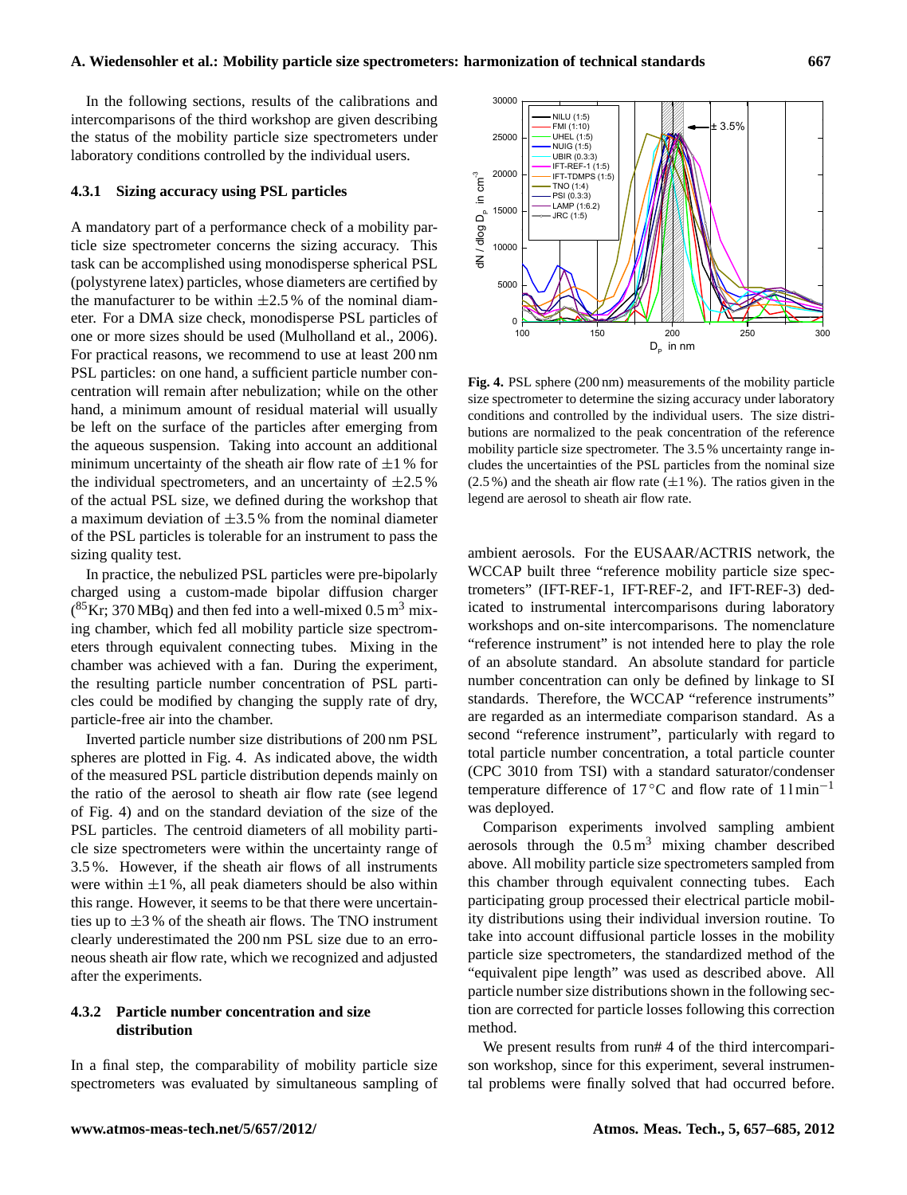In the following sections, results of the calibrations and intercomparisons of the third workshop are given describing the status of the mobility particle size spectrometers under laboratory conditions controlled by the individual users.

#### 4.3.1 Sizing accuracy using PSL particles

A mandatory part of a performance check of a mobility particle size spectrometer concerns the sizing accuracy. This task can be accomplished using monodisperse spherical PSL (polystyrene latex) particles, whose diameters are certified by the manufacturer to be within ±2.5 % of the nominal diameter. For a DMA size check, monodisperse PSL particles of one or more sizes should be used (Mulholland et al., 2006). For practical reasons, we recommend to use at least 200 nm PSL particles: on one hand, a sufficient particle number concentration will remain after nebulization; while on the other hand, a minimum amount of residual material will usually be left on the surface of the particles after emerging from the aqueous suspension. Taking into account an additional minimum uncertainty of the sheath air flow rate of ±1 % for the individual spectrometers, and an uncertainty of ±2.5 % of the actual PSL size, we defined during the workshop that a maximum deviation of ±3.5 % from the nominal diameter of the PSL particles is tolerable for an instrument to pass the sizing quality test.

In practice, the nebulized PSL particles were pre-bipolarly charged using a custom-made bipolar diffusion charger ($^{85}$Kr; 370 MBq) and then fed into a well-mixed 0.5 m$^3$ mixing chamber, which fed all mobility particle size spectrometers through equivalent connecting tubes. Mixing in the chamber was achieved with a fan. During the experiment, the resulting particle number concentration of PSL particles could be modified by changing the supply rate of dry, particle-free air into the chamber.

Inverted particle number size distributions of 200 nm PSL spheres are plotted in Fig. 4. As indicated above, the width of the measured PSL particle distribution depends mainly on the ratio of the aerosol to sheath air flow rate (see legend of Fig. 4) and on the standard deviation of the size of the PSL particles. The centroid diameters of all mobility particle size spectrometers were within the uncertainty range of 3.5 %. However, if the sheath air flows of all instruments were within ±1 %, all peak diameters should be also within this range. However, it seems to be that there were uncertainties up to ±3 % of the sheath air flows. The TNO instrument clearly underestimated the 200 nm PSL size due to an erroneous sheath air flow rate, which we recognized and adjusted after the experiments.

**Fig. 4.** PSL sphere (200 nm) measurements of the mobility particle size spectrometer to determine the sizing accuracy under laboratory conditions and controlled by the individual users. The size distributions are normalized to the peak concentration of the reference mobility particle size spectrometer. The 3.5 % uncertainty range includes the uncertainties of the PSL particles from the nominal size (2.5 %) and the sheath air flow rate (±1 %). The ratios given in the legend are aerosol to sheath air flow rate.

#### 4.3.2 Particle number concentration and size distribution

In a final step, the comparability of mobility particle size spectrometers was evaluated by simultaneous sampling of ambient aerosols. For the EUSAAR/ACTRIS network, the WCCAP built three "reference mobility particle size spectrometers" (IFT-REF-1, IFT-REF-2, and IFT-REF-3) dedicated to instrumental intercomparisons during laboratory workshops and on-site intercomparisons. The nomenclature "reference instrument" is not intended here to play the role of an absolute standard. An absolute standard for particle number concentration can only be defined by linkage to SI standards. Therefore, the WCCAP "reference instruments" are regarded as an intermediate comparison standard. As a second "reference instrument", particularly with regard to total particle number concentration, a total particle counter (CPC 3010 from TSI) with a standard saturator/condenser temperature difference of 17 °C and flow rate of 1 l min$^{-1}$ was deployed.

Comparison experiments involved sampling ambient aerosols through the 0.5 m$^3$ mixing chamber described above. All mobility particle size spectrometers sampled from this chamber through equivalent connecting tubes. Each participating group processed their electrical particle mobility distributions using their individual inversion routine. To take into account diffusional particle losses in the mobility particle size spectrometers, the standardized method of the "equivalent pipe length" was used as described above. All particle number size distributions shown in the following section are corrected for particle losses following this correction method.

We present results from run# 4 of the third intercomparison workshop, since for this experiment, several instrumental problems were finally solved that had occurred before.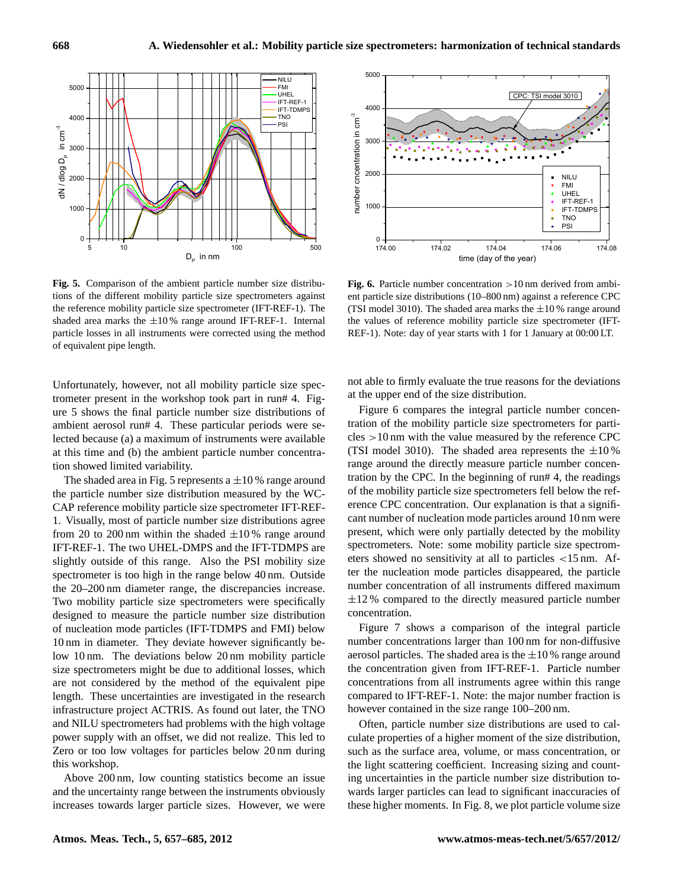**Fig. 5.** Comparison of the ambient particle number size distributions of the different mobility particle size spectrometers against the reference mobility particle size spectrometer (IFT-REF-1). The shaded area marks the ±10 % range around IFT-REF-1. Internal particle losses in all instruments were corrected using the method of equivalent pipe length.

**Fig. 6.** Particle number concentration >10 nm derived from ambient particle size distributions (10–800 nm) against a reference CPC (TSI model 3010). The shaded area marks the ±10 % range around the values of reference mobility particle size spectrometer (IFT-REF-1). Note: day of year starts with 1 for 1 January at 00:00 LT.

Unfortunately, however, not all mobility particle size spectrometer present in the workshop took part in run# 4. Figure 5 shows the final particle number size distributions of ambient aerosol run# 4. These particular periods were selected because (a) a maximum of instruments were available at this time and (b) the ambient particle number concentration showed limited variability.

The shaded area in Fig. 5 represents a ±10 % range around the particle number size distribution measured by the WCCAP reference mobility particle size spectrometer IFT-REF-1. Visually, most of particle number size distributions agree from 20 to 200 nm within the shaded ±10 % range around IFT-REF-1. The two UHEL-DMPS and the IFT-TDMPS are slightly outside of this range. Also the PSI mobility size spectrometer is too high in the range below 40 nm. Outside the 20–200 nm diameter range, the discrepancies increase. Two mobility particle size spectrometers were specifically designed to measure the particle number size distribution of nucleation mode particles (IFT-TDMPS and FMI) below 10 nm in diameter. They deviate however significantly below 10 nm. The deviations below 20 nm mobility particle size spectrometers might be due to additional losses, which are not considered by the method of the equivalent pipe length. These uncertainties are investigated in the research infrastructure project ACTRIS. As found out later, the TNO and NILU spectrometers had problems with the high voltage power supply with an offset, we did not realize. This led to Zero or too low voltages for particles below 20 nm during this workshop.

Above 200 nm, low counting statistics become an issue and the uncertainty range between the instruments obviously increases towards larger particle sizes. However, we were not able to firmly evaluate the true reasons for the deviations at the upper end of the size distribution.

Figure 6 compares the integral particle number concentration of the mobility particle size spectrometers for particles >10 nm with the value measured by the reference CPC (TSI model 3010). The shaded area represents the ±10 % range around the directly measure particle number concentration by the CPC. In the beginning of run# 4, the readings of the mobility particle size spectrometers fell below the reference CPC concentration. Our explanation is that a significant number of nucleation mode particles around 10 nm were present, which were only partially detected by the mobility spectrometers. Note: some mobility particle size spectrometers showed no sensitivity at all to particles <15 nm. After the nucleation mode particles disappeared, the particle number concentration of all instruments differed maximum ±12 % compared to the directly measured particle number concentration.

Figure 7 shows a comparison of the integral particle number concentrations larger than 100 nm for non-diffusive aerosol particles. The shaded area is the ±10 % range around the concentration given from IFT-REF-1. Particle number concentrations from all instruments agree within this range compared to IFT-REF-1. Note: the major number fraction is however contained in the size range 100–200 nm.

Often, particle number size distributions are used to calculate properties of a higher moment of the size distribution, such as the surface area, volume, or mass concentration, or the light scattering coefficient. Increasing sizing and counting uncertainties in the particle number size distribution towards larger particles can lead to significant inaccuracies of these higher moments. In Fig. 8, we plot particle volume size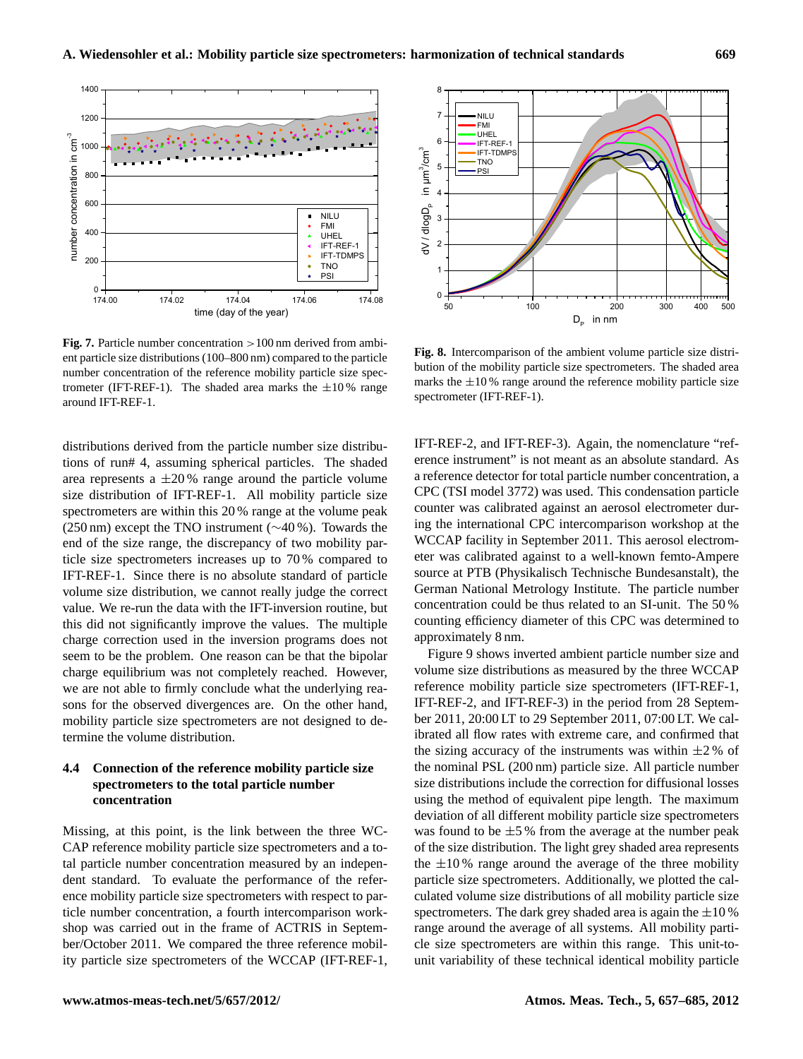**Fig. 7.** Particle number concentration >100 nm derived from ambient particle size distributions (100–800 nm) compared to the particle number concentration of the reference mobility particle size spectrometer (IFT-REF-1). The shaded area marks the ±10 % range around IFT-REF-1.

**Fig. 8.** Intercomparison of the ambient volume particle size distribution of the mobility particle size spectrometers. The shaded area marks the ±10 % range around the reference mobility particle size spectrometer (IFT-REF-1).

distributions derived from the particle number size distributions of run# 4, assuming spherical particles. The shaded area represents a ±20 % range around the particle volume size distribution of IFT-REF-1. All mobility particle size spectrometers are within this 20 % range at the volume peak (250 nm) except the TNO instrument (~40 %). Towards the end of the size range, the discrepancy of two mobility particle size spectrometers increases up to 70 % compared to IFT-REF-1. Since there is no absolute standard of particle volume size distribution, we cannot really judge the correct value. We re-run the data with the IFT-inversion routine, but this did not significantly improve the values. The multiple charge correction used in the inversion programs does not seem to be the problem. One reason can be that the bipolar charge equilibrium was not completely reached. However, we are not able to firmly conclude what the underlying reasons for the observed divergences are. On the other hand, mobility particle size spectrometers are not designed to determine the volume distribution.

### 4.4 Connection of the reference mobility particle size spectrometers to the total particle number concentration

Missing, at this point, is the link between the three WCCAP reference mobility particle size spectrometers and a total particle number concentration measured by an independent standard. To evaluate the performance of the reference mobility particle size spectrometers with respect to particle number concentration, a fourth intercomparison workshop was carried out in the frame of ACTRIS in September/October 2011. We compared the three reference mobility particle size spectrometers of the WCCAP (IFT-REF-1, IFT-REF-2, and IFT-REF-3). Again, the nomenclature "reference instrument" is not meant as an absolute standard. As a reference detector for total particle number concentration, a CPC (TSI model 3772) was used. This condensation particle counter was calibrated against an aerosol electrometer during the international CPC intercomparison workshop at the WCCAP facility in September 2011. This aerosol electrometer was calibrated against to a well-known femto-Ampere source at PTB (Physikalisch Technische Bundesanstalt), the German National Metrology Institute. The particle number concentration could be thus related to an SI-unit. The 50 % counting efficiency diameter of this CPC was determined to approximately 8 nm.

Figure 9 shows inverted ambient particle number size and volume size distributions as measured by the three WCCAP reference mobility particle size spectrometers (IFT-REF-1, IFT-REF-2, and IFT-REF-3) in the period from 28 September 2011, 20:00 LT to 29 September 2011, 07:00 LT. We calibrated all flow rates with extreme care, and confirmed that the sizing accuracy of the instruments was within ±2 % of the nominal PSL (200 nm) particle size. All particle number size distributions include the correction for diffusional losses using the method of equivalent pipe length. The maximum deviation of all different mobility particle size spectrometers was found to be ±5 % from the average at the number peak of the size distribution. The light grey shaded area represents the ±10 % range around the average of the three mobility particle size spectrometers. Additionally, we plotted the calculated volume size distributions of all mobility particle size spectrometers. The dark grey shaded area is again the ±10 % range around the average of all systems. All mobility particle size spectrometers are within this range. This unit-to-unit variability of these technical identical mobility particle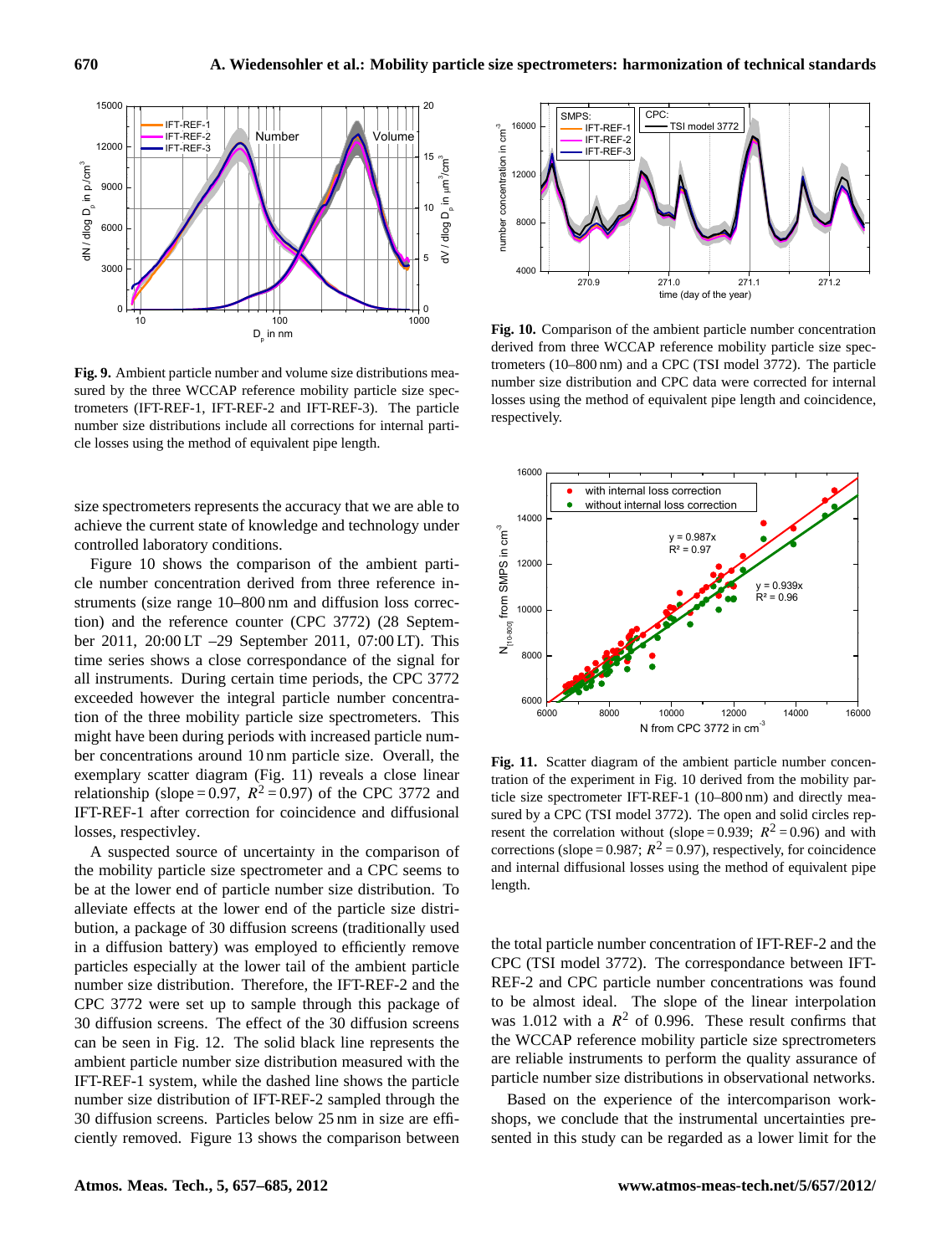**Fig. 9.** Ambient particle number and volume size distributions measured by the three WCCAP reference mobility particle size spectrometers (IFT-REF-1, IFT-REF-2 and IFT-REF-3). The particle number size distributions include all corrections for internal particle losses using the method of equivalent pipe length.

size spectrometers represents the accuracy that we are able to achieve the current state of knowledge and technology under controlled laboratory conditions.

Figure 10 shows the comparison of the ambient particle number concentration derived from three reference instruments (size range 10–800 nm and diffusion loss correction) and the reference counter (CPC 3772) (28 September 2011, 20:00 LT –29 September 2011, 07:00 LT). This time series shows a close correspondance of the signal for all instruments. During certain time periods, the CPC 3772 exceeded however the integral particle number concentration of the three mobility particle size spectrometers. This might have been during periods with increased particle number concentrations around 10 nm particle size. Overall, the exemplary scatter diagram (Fig. 11) reveals a close linear relationship (slope = 0.97, $R^2 = 0.97$) of the CPC 3772 and IFT-REF-1 after correction for coincidence and diffusional losses, respectivley.

A suspected source of uncertainty in the comparison of the mobility particle size spectrometer and a CPC seems to be at the lower end of particle number size distribution. To alleviate effects at the lower end of the particle size distribution, a package of 30 diffusion screens (traditionally used in a diffusion battery) was employed to efficiently remove particles especially at the lower tail of the ambient particle number size distribution. Therefore, the IFT-REF-2 and the CPC 3772 were set up to sample through this package of 30 diffusion screens. The effect of the 30 diffusion screens can be seen in Fig. 12. The solid black line represents the ambient particle number size distribution measured with the IFT-REF-1 system, while the dashed line shows the particle number size distribution of IFT-REF-2 sampled through the 30 diffusion screens. Particles below 25 nm in size are efficiently removed. Figure 13 shows the comparison between

**Fig. 10.** Comparison of the ambient particle number concentration derived from three WCCAP reference mobility particle size spectrometers (10–800 nm) and a CPC (TSI model 3772). The particle number size distribution and CPC data were corrected for internal losses using the method of equivalent pipe length and coincidence, respectively.

**Fig. 11.** Scatter diagram of the ambient particle number concentration of the experiment in Fig. 10 derived from the mobility particle size spectrometer IFT-REF-1 (10–800 nm) and directly measured by a CPC (TSI model 3772). The open and solid circles represent the correlation without (slope = 0.939; $R^2 = 0.96$) and with corrections (slope = 0.987; $R^2 = 0.97$), respectively, for coincidence and internal diffusional losses using the method of equivalent pipe length.

the total particle number concentration of IFT-REF-2 and the CPC (TSI model 3772). The correspondance between IFT-REF-2 and CPC particle number concentrations was found to be almost ideal. The slope of the linear interpolation was 1.012 with a $R^2$ of 0.996. These result confirms that the WCCAP reference mobility particle size sprectrometers are reliable instruments to perform the quality assurance of particle number size distributions in observational networks.

Based on the experience of the intercomparison workshops, we conclude that the instrumental uncertainties presented in this study can be regarded as a lower limit for the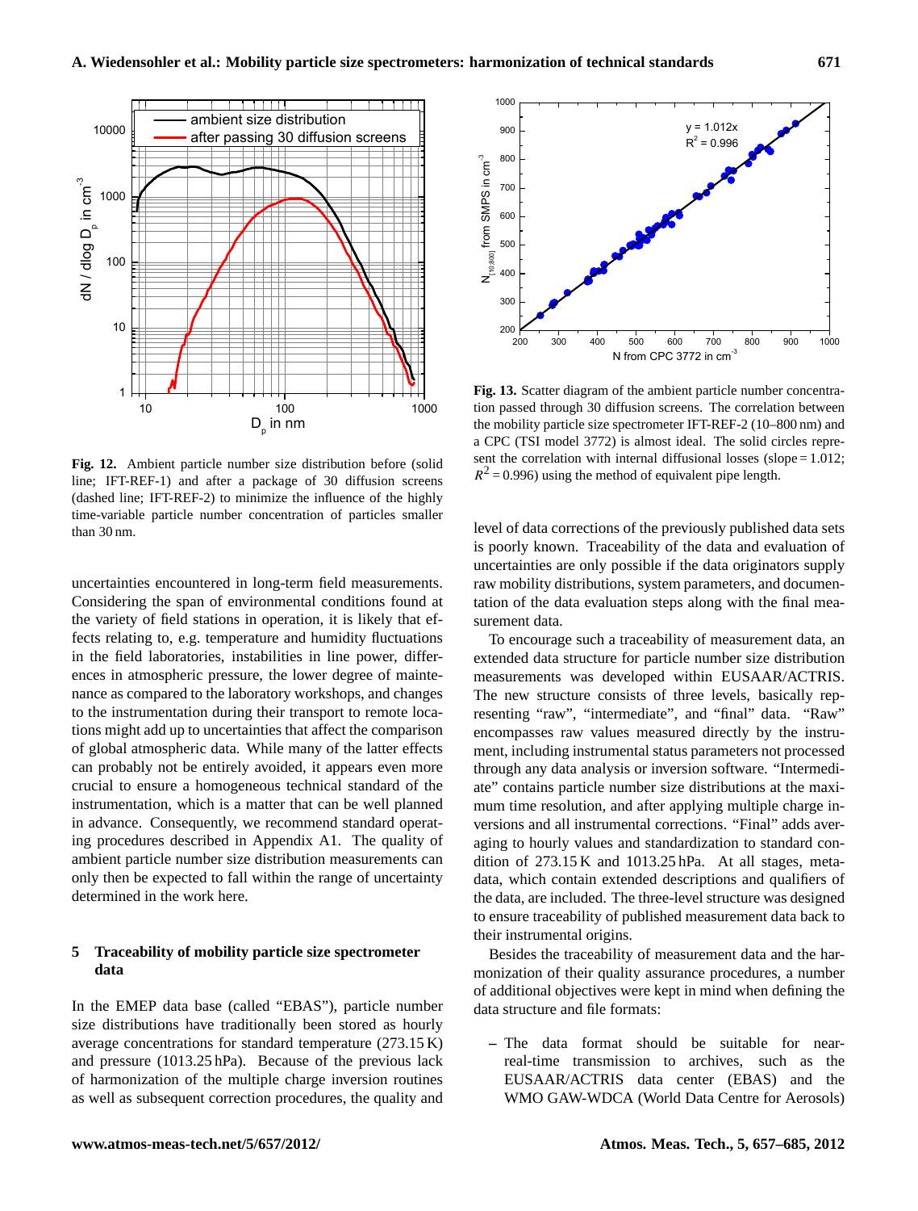10000

1000

100

10

1

10

100

1000

dN / dlog $D_p$ in cm$^{-3}$

$D_p$ in nm

ambient size distribution

after passing 30 diffusion screens

**Fig. 12.** Ambient particle number size distribution before (solid line; IFT-REF-1) and after a package of 30 diffusion screens (dashed line; IFT-REF-2) to minimize the influence of the highly time-variable particle number concentration of particles smaller than 30 nm.

1000

900

800

700

600

500

400

300

200

200 300 400 500 600 700 800 900 1000

$N_{[10;800]}$ from SMPS in cm$^{-3}$

N from CPC 3772 in cm$^{-3}$

y = 1.012x

$R^2$ = 0.996

**Fig. 13.** Scatter diagram of the ambient particle number concentration passed through 30 diffusion screens. The correlation between the mobility particle size spectrometer IFT-REF-2 (10–800 nm) and a CPC (TSI model 3772) is almost ideal. The solid circles represent the correlation with internal diffusional losses (slope = 1.012; $R^2 = 0.996$) using the method of equivalent pipe length.

uncertainties encountered in long-term field measurements. Considering the span of environmental conditions found at the variety of field stations in operation, it is likely that effects relating to, e.g. temperature and humidity fluctuations in the field laboratories, instabilities in line power, differences in atmospheric pressure, the lower degree of maintenance as compared to the laboratory workshops, and changes to the instrumentation during their transport to remote locations might add up to uncertainties that affect the comparison of global atmospheric data. While many of the latter effects can probably not be entirely avoided, it appears even more crucial to ensure a homogeneous technical standard of the instrumentation, which is a matter that can be well planned in advance. Consequently, we recommend standard operating procedures described in Appendix A1. The quality of ambient particle number size distribution measurements can only then be expected to fall within the range of uncertainty determined in the work here.

## 5 Traceability of mobility particle size spectrometer data

In the EMEP data base (called "EBAS"), particle number size distributions have traditionally been stored as hourly average concentrations for standard temperature (273.15 K) and pressure (1013.25 hPa). Because of the previous lack of harmonization of the multiple charge inversion routines as well as subsequent correction procedures, the quality and level of data corrections of the previously published data sets is poorly known. Traceability of the data and evaluation of uncertainties are only possible if the data originators supply raw mobility distributions, system parameters, and documentation of the data evaluation steps along with the final measurement data.

To encourage such a traceability of measurement data, an extended data structure for particle number size distribution measurements was developed within EUSAAR/ACTRIS. The new structure consists of three levels, basically representing "raw", "intermediate", and "final" data. "Raw" encompasses raw values measured directly by the instrument, including instrumental status parameters not processed through any data analysis or inversion software. "Intermediate" contains particle number size distributions at the maximum time resolution, and after applying multiple charge inversions and all instrumental corrections. "Final" adds averaging to hourly values and standardization to standard condition of 273.15 K and 1013.25 hPa. At all stages, metadata, which contain extended descriptions and qualifiers of the data, are included. The three-level structure was designed to ensure traceability of published measurement data back to their instrumental origins.

Besides the traceability of measurement data and the harmonization of their quality assurance procedures, a number of additional objectives were kept in mind when defining the data structure and file formats:

- The data format should be suitable for near-real-time transmission to archives, such as the EUSAAR/ACTRIS data center (EBAS) and the WMO GAW-WDCA (World Data Centre for Aerosols)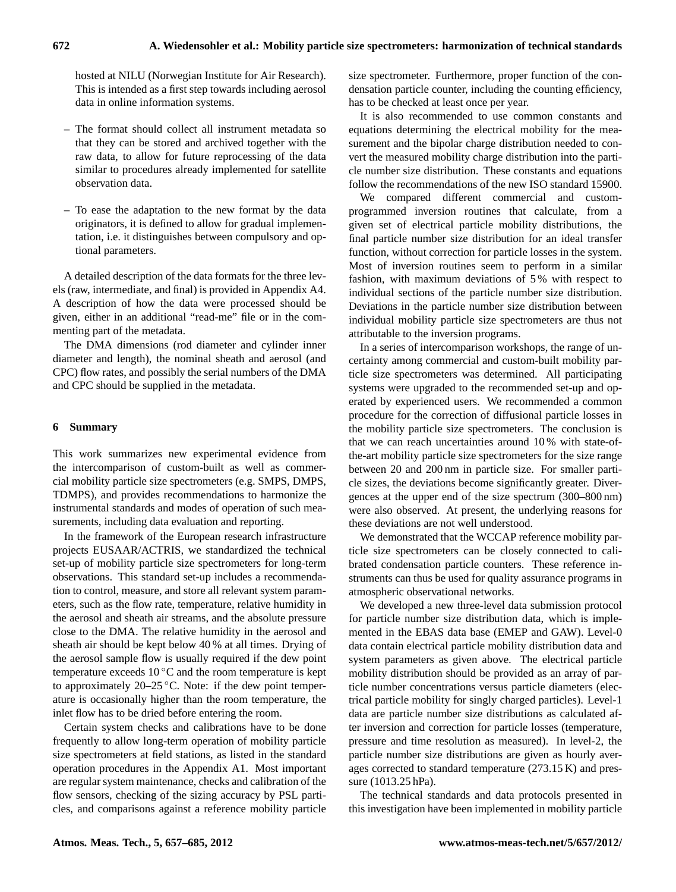hosted at NILU (Norwegian Institute for Air Research). This is intended as a first step towards including aerosol data in online information systems.

- The format should collect all instrument metadata so that they can be stored and archived together with the raw data, to allow for future reprocessing of the data similar to procedures already implemented for satellite observation data.

- To ease the adaptation to the new format by the data originators, it is defined to allow for gradual implementation, i.e. it distinguishes between compulsory and optional parameters.

A detailed description of the data formats for the three levels (raw, intermediate, and final) is provided in Appendix A4. A description of how the data were processed should be given, either in an additional "read-me" file or in the commenting part of the metadata.

The DMA dimensions (rod diameter and cylinder inner diameter and length), the nominal sheath and aerosol (and CPC) flow rates, and possibly the serial numbers of the DMA and CPC should be supplied in the metadata.

## 6 Summary

This work summarizes new experimental evidence from the intercomparison of custom-built as well as commercial mobility particle size spectrometers (e.g. SMPS, DMPS, TDMPS), and provides recommendations to harmonize the instrumental standards and modes of operation of such measurements, including data evaluation and reporting.

In the framework of the European research infrastructure projects EUSAAR/ACTRIS, we standardized the technical set-up of mobility particle size spectrometers for long-term observations. This standard set-up includes a recommendation to control, measure, and store all relevant system parameters, such as the flow rate, temperature, relative humidity in the aerosol and sheath air streams, and the absolute pressure close to the DMA. The relative humidity in the aerosol and sheath air should be kept below 40 % at all times. Drying of the aerosol sample flow is usually required if the dew point temperature exceeds 10 °C and the room temperature is kept to approximately 20–25 °C. Note: if the dew point temperature is occasionally higher than the room temperature, the inlet flow has to be dried before entering the room.

Certain system checks and calibrations have to be done frequently to allow long-term operation of mobility particle size spectrometers at field stations, as listed in the standard operation procedures in the Appendix A1. Most important are regular system maintenance, checks and calibration of the flow sensors, checking of the sizing accuracy by PSL particles, and comparisons against a reference mobility particle size spectrometer. Furthermore, proper function of the condensation particle counter, including the counting efficiency, has to be checked at least once per year.

It is also recommended to use common constants and equations determining the electrical mobility for the measurement and the bipolar charge distribution needed to convert the measured mobility charge distribution into the particle number size distribution. These constants and equations follow the recommendations of the new ISO standard 15900.

We compared different commercial and custom-programmed inversion routines that calculate, from a given set of electrical particle mobility distributions, the final particle number size distribution for an ideal transfer function, without correction for particle losses in the system. Most of inversion routines seem to perform in a similar fashion, with maximum deviations of 5 % with respect to individual sections of the particle number size distribution. Deviations in the particle number size distribution between individual mobility particle size spectrometers are thus not attributable to the inversion programs.

In a series of intercomparison workshops, the range of uncertainty among commercial and custom-built mobility particle size spectrometers was determined. All participating systems were upgraded to the recommended set-up and operated by experienced users. We recommended a common procedure for the correction of diffusional particle losses in the mobility particle size spectrometers. The conclusion is that we can reach uncertainties around 10 % with state-of-the-art mobility particle size spectrometers for the size range between 20 and 200 nm in particle size. For smaller particle sizes, the deviations become significantly greater. Divergences at the upper end of the size spectrum (300–800 nm) were also observed. At present, the underlying reasons for these deviations are not well understood.

We demonstrated that the WCCAP reference mobility particle size spectrometers can be closely connected to calibrated condensation particle counters. These reference instruments can thus be used for quality assurance programs in atmospheric observational networks.

We developed a new three-level data submission protocol for particle number size distribution data, which is implemented in the EBAS data base (EMEP and GAW). Level-0 data contain electrical particle mobility distribution data and system parameters as given above. The electrical particle mobility distribution should be provided as an array of particle number concentrations versus particle diameters (electrical particle mobility for singly charged particles). Level-1 data are particle number size distributions as calculated after inversion and correction for particle losses (temperature, pressure and time resolution as measured). In level-2, the particle number size distributions are given as hourly averages corrected to standard temperature (273.15 K) and pressure (1013.25 hPa).

The technical standards and data protocols presented in this investigation have been implemented in mobility particle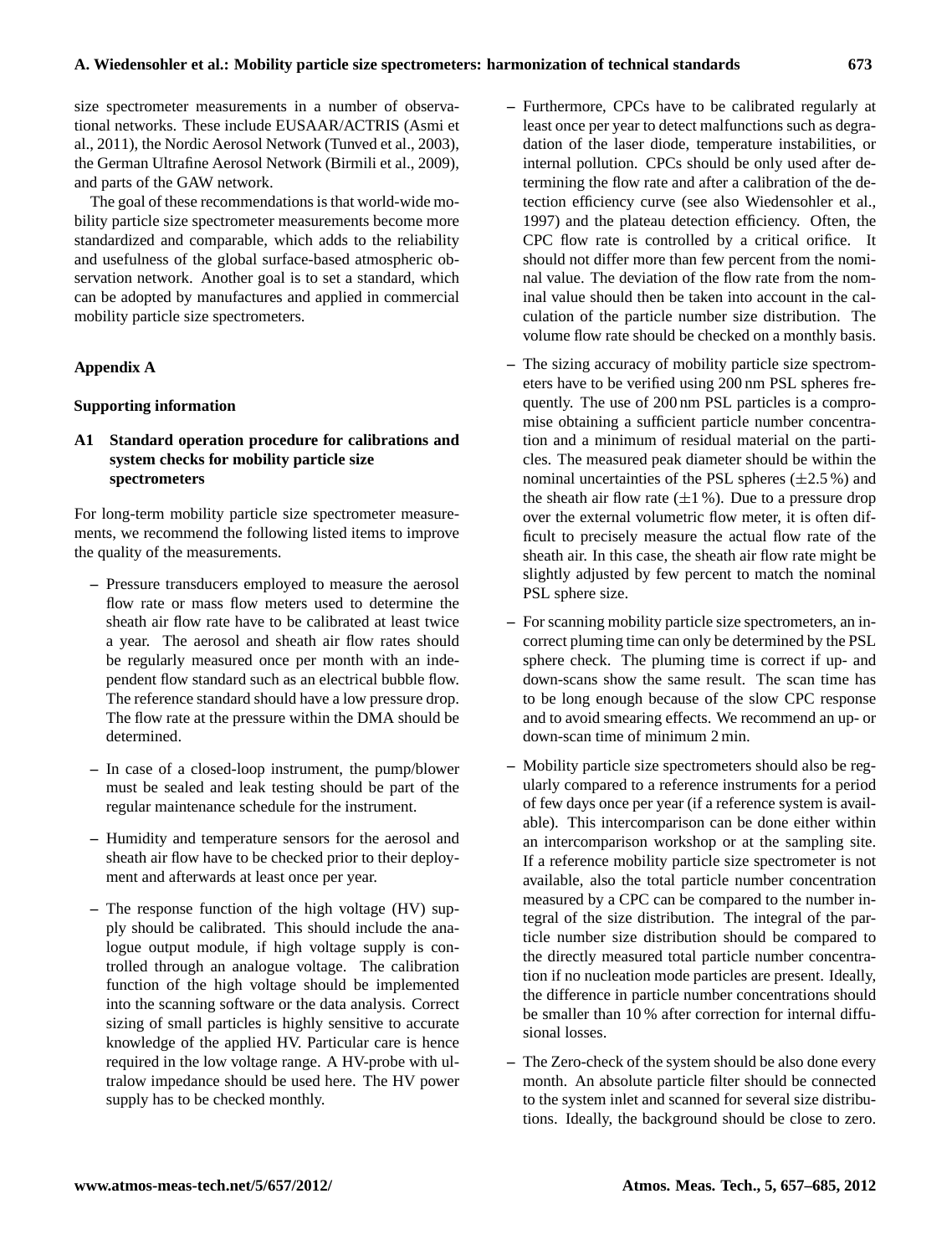size spectrometer measurements in a number of observational networks. These include EUSAAR/ACTRIS (Asmi et al., 2011), the Nordic Aerosol Network (Tunved et al., 2003), the German Ultrafine Aerosol Network (Birmili et al., 2009), and parts of the GAW network.

The goal of these recommendations is that world-wide mobility particle size spectrometer measurements become more standardized and comparable, which adds to the reliability and usefulness of the global surface-based atmospheric observation network. Another goal is to set a standard, which can be adopted by manufactures and applied in commercial mobility particle size spectrometers.

## Appendix A

### Supporting information

### A1 Standard operation procedure for calibrations and system checks for mobility particle size spectrometers

For long-term mobility particle size spectrometer measurements, we recommend the following listed items to improve the quality of the measurements.

- Pressure transducers employed to measure the aerosol flow rate or mass flow meters used to determine the sheath air flow rate have to be calibrated at least twice a year. The aerosol and sheath air flow rates should be regularly measured once per month with an independent flow standard such as an electrical bubble flow. The reference standard should have a low pressure drop. The flow rate at the pressure within the DMA should be determined.
- In case of a closed-loop instrument, the pump/blower must be sealed and leak testing should be part of the regular maintenance schedule for the instrument.
- Humidity and temperature sensors for the aerosol and sheath air flow have to be checked prior to their deployment and afterwards at least once per year.
- The response function of the high voltage (HV) supply should be calibrated. This should include the analogue output module, if high voltage supply is controlled through an analogue voltage. The calibration function of the high voltage should be implemented into the scanning software or the data analysis. Correct sizing of small particles is highly sensitive to accurate knowledge of the applied HV. Particular care is hence required in the low voltage range. A HV-probe with ultralow impedance should be used here. The HV power supply has to be checked monthly.
- Furthermore, CPCs have to be calibrated regularly at least once per year to detect malfunctions such as degradation of the laser diode, temperature instabilities, or internal pollution. CPCs should be only used after determining the flow rate and after a calibration of the detection efficiency curve (see also Wiedensohler et al., 1997) and the plateau detection efficiency. Often, the CPC flow rate is controlled by a critical orifice. It should not differ more than few percent from the nominal value. The deviation of the flow rate from the nominal value should then be taken into account in the calculation of the particle number size distribution. The volume flow rate should be checked on a monthly basis.
- The sizing accuracy of mobility particle size spectrometers have to be verified using 200 nm PSL spheres frequently. The use of 200 nm PSL particles is a compromise obtaining a sufficient particle number concentration and a minimum of residual material on the particles. The measured peak diameter should be within the nominal uncertainties of the PSL spheres ($\pm 2.5$ %) and the sheath air flow rate ($\pm 1$ %). Due to a pressure drop over the external volumetric flow meter, it is often difficult to precisely measure the actual flow rate of the sheath air. In this case, the sheath air flow rate might be slightly adjusted by few percent to match the nominal PSL sphere size.
- For scanning mobility particle size spectrometers, an incorrect pluming time can only be determined by the PSL sphere check. The pluming time is correct if up- and down-scans show the same result. The scan time has to be long enough because of the slow CPC response and to avoid smearing effects. We recommend an up- or down-scan time of minimum 2 min.
- Mobility particle size spectrometers should also be regularly compared to a reference instruments for a period of few days once per year (if a reference system is available). This intercomparison can be done either within an intercomparison workshop or at the sampling site. If a reference mobility particle size spectrometer is not available, also the total particle number concentration measured by a CPC can be compared to the number integral of the size distribution. The integral of the particle number size distribution should be compared to the directly measured total particle number concentration if no nucleation mode particles are present. Ideally, the difference in particle number concentrations should be smaller than 10 % after correction for internal diffusional losses.
- The Zero-check of the system should be also done every month. An absolute particle filter should be connected to the system inlet and scanned for several size distributions. Ideally, the background should be close to zero.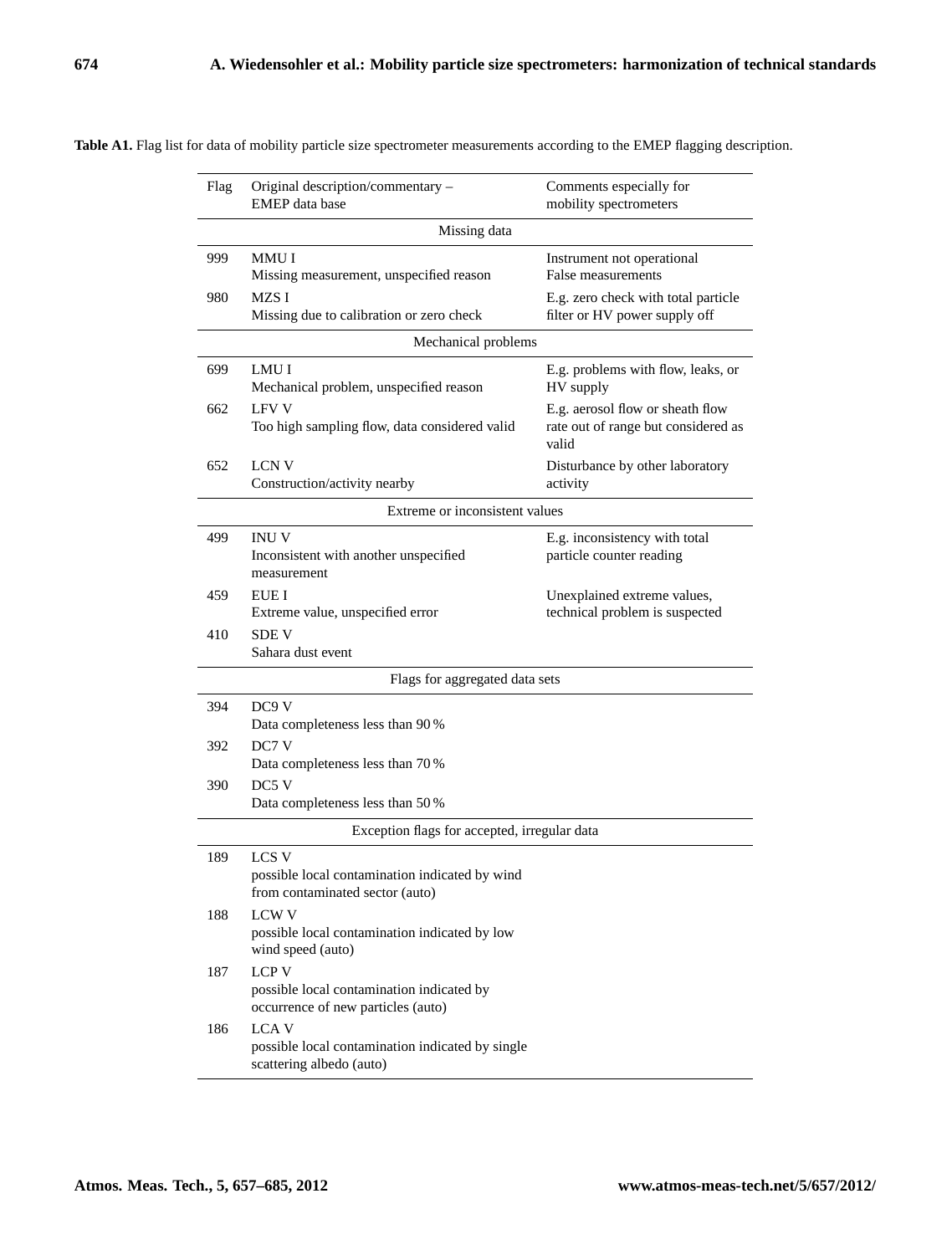**Table A1.** Flag list for data of mobility particle size spectrometer measurements according to the EMEP flagging description.

| Flag | Original description/commentary – EMEP data base | Comments especially for mobility spectrometers |
|---|---|---|
| | **Missing data** | |
| 999 | MMU I<br>Missing measurement, unspecified reason | Instrument not operational<br>False measurements |
| 980 | MZS I<br>Missing due to calibration or zero check | E.g. zero check with total particle filter or HV power supply off |
| | **Mechanical problems** | |
| 699 | LMU I<br>Mechanical problem, unspecified reason | E.g. problems with flow, leaks, or HV supply |
| 662 | LFV V<br>Too high sampling flow, data considered valid | E.g. aerosol flow or sheath flow rate out of range but considered as valid |
| 652 | LCN V<br>Construction/activity nearby | Disturbance by other laboratory activity |
| | **Extreme or inconsistent values** | |
| 499 | INU V<br>Inconsistent with another unspecified measurement | E.g. inconsistency with total particle counter reading |
| 459 | EUE I<br>Extreme value, unspecified error | Unexplained extreme values, technical problem is suspected |
| 410 | SDE V<br>Sahara dust event | |
| | **Flags for aggregated data sets** | |
| 394 | DC9 V<br>Data completeness less than 90 % | |
| 392 | DC7 V<br>Data completeness less than 70 % | |
| 390 | DC5 V<br>Data completeness less than 50 % | |
| | **Exception flags for accepted, irregular data** | |
| 189 | LCS V<br>possible local contamination indicated by wind from contaminated sector (auto) | |
| 188 | LCW V<br>possible local contamination indicated by low wind speed (auto) | |
| 187 | LCP V<br>possible local contamination indicated by occurrence of new particles (auto) | |
| 186 | LCA V<br>possible local contamination indicated by single scattering albedo (auto) | |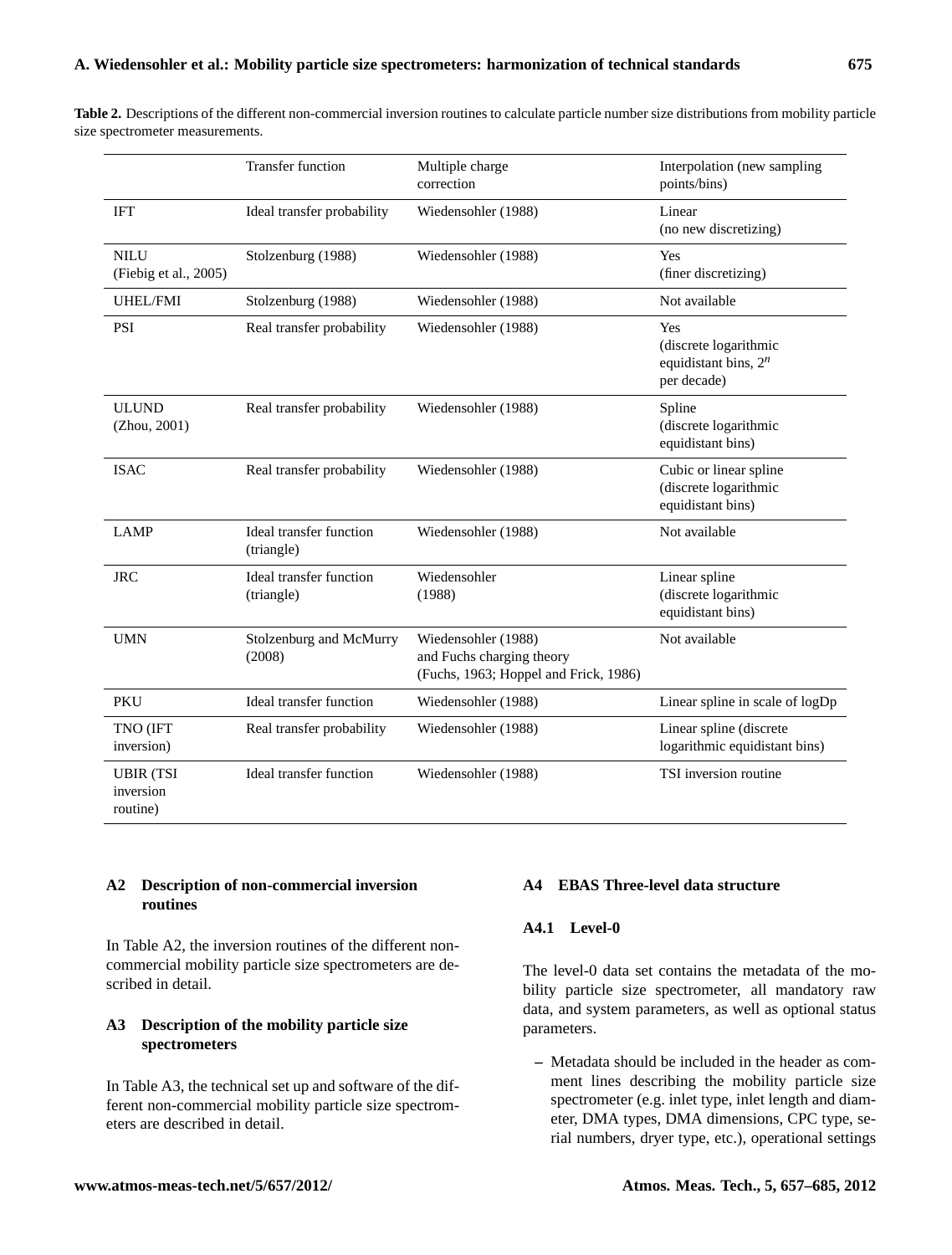**Table 2.** Descriptions of the different non-commercial inversion routines to calculate particle number size distributions from mobility particle size spectrometer measurements.

| | Transfer function | Multiple charge correction | Interpolation (new sampling points/bins) |
|---|---|---|---|
| IFT | Ideal transfer probability | Wiedensohler (1988) | Linear (no new discretizing) |
| NILU (Fiebig et al., 2005) | Stolzenburg (1988) | Wiedensohler (1988) | Yes (finer discretizing) |
| UHEL/FMI | Stolzenburg (1988) | Wiedensohler (1988) | Not available |
| PSI | Real transfer probability | Wiedensohler (1988) | Yes (discrete logarithmic equidistant bins, $2^n$ per decade) |
| ULUND (Zhou, 2001) | Real transfer probability | Wiedensohler (1988) | Spline (discrete logarithmic equidistant bins) |
| ISAC | Real transfer probability | Wiedensohler (1988) | Cubic or linear spline (discrete logarithmic equidistant bins) |
| LAMP | Ideal transfer function (triangle) | Wiedensohler (1988) | Not available |
| JRC | Ideal transfer function (triangle) | Wiedensohler (1988) | Linear spline (discrete logarithmic equidistant bins) |
| UMN | Stolzenburg and McMurry (2008) | Wiedensohler (1988) and Fuchs charging theory (Fuchs, 1963; Hoppel and Frick, 1986) | Not available |
| PKU | Ideal transfer function | Wiedensohler (1988) | Linear spline in scale of logDp |
| TNO (IFT inversion) | Real transfer probability | Wiedensohler (1988) | Linear spline (discrete logarithmic equidistant bins) |
| UBIR (TSI inversion routine) | Ideal transfer function | Wiedensohler (1988) | TSI inversion routine |

## A2 Description of non-commercial inversion routines

In Table A2, the inversion routines of the different non-commercial mobility particle size spectrometers are described in detail.

## A3 Description of the mobility particle size spectrometers

In Table A3, the technical set up and software of the different non-commercial mobility particle size spectrometers are described in detail.

## A4 EBAS Three-level data structure

### A4.1 Level-0

The level-0 data set contains the metadata of the mobility particle size spectrometer, all mandatory raw data, and system parameters, as well as optional status parameters.

– Metadata should be included in the header as comment lines describing the mobility particle size spectrometer (e.g. inlet type, inlet length and diameter, DMA types, DMA dimensions, CPC type, serial numbers, dryer type, etc.), operational settings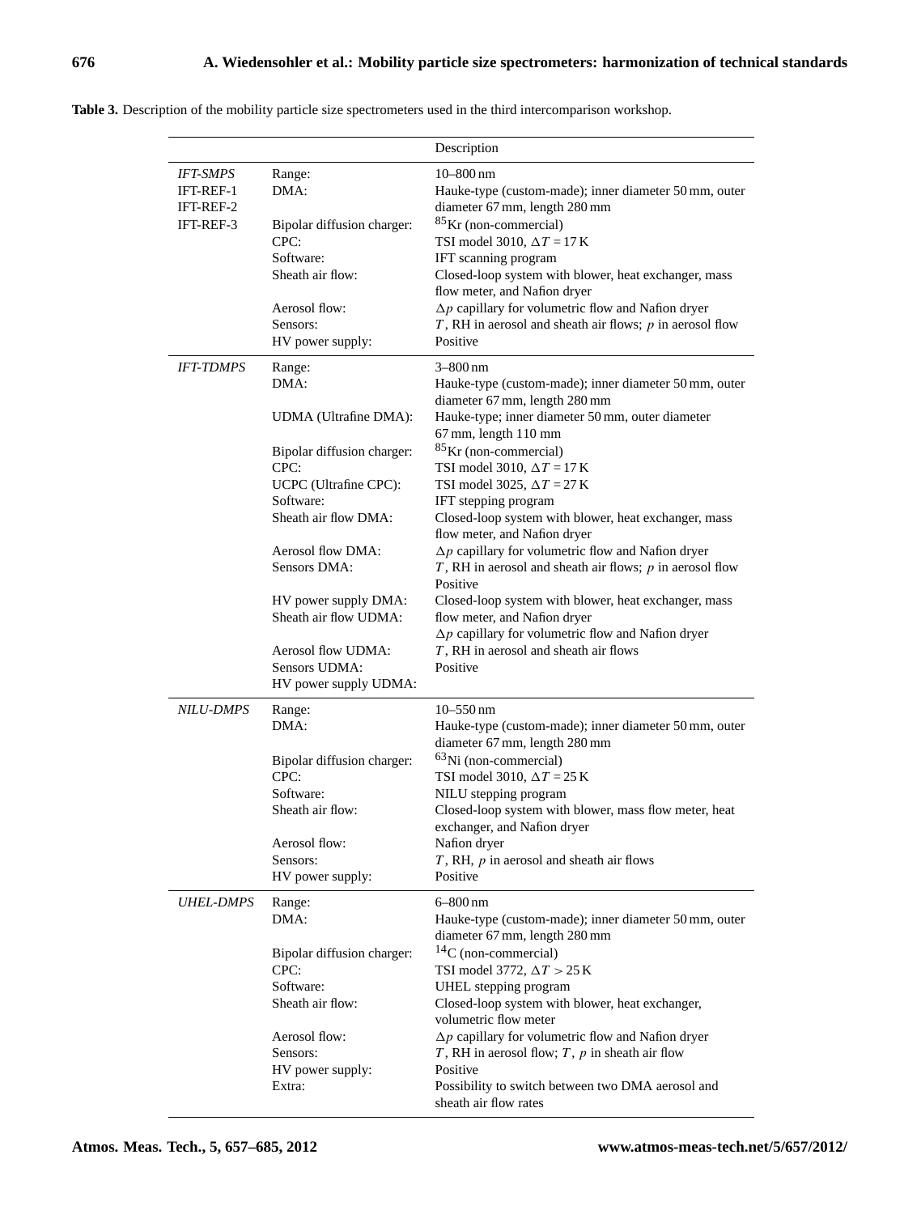**Table 3.** Description of the mobility particle size spectrometers used in the third intercomparison workshop.

| | | Description |
|---|---|---|
| *IFT-SMPS* IFT-REF-1 IFT-REF-2 IFT-REF-3 | Range: | 10–800 nm |
| | DMA: | Hauke-type (custom-made); inner diameter 50 mm, outer diameter 67 mm, length 280 mm |
| | Bipolar diffusion charger: | $^{85}Kr$ (non-commercial) |
| | CPC: | TSI model 3010, $\Delta T = 17$ K |
| | Software: | IFT scanning program |
| | Sheath air flow: | Closed-loop system with blower, heat exchanger, mass flow meter, and Nafion dryer |
| | Aerosol flow: | $\Delta p$ capillary for volumetric flow and Nafion dryer |
| | Sensors: | $T$, RH in aerosol and sheath air flows; $p$ in aerosol flow |
| | HV power supply: | Positive |
| *IFT-TDMPS* | Range: | 3–800 nm |
| | DMA: | Hauke-type (custom-made); inner diameter 50 mm, outer diameter 67 mm, length 280 mm |
| | UDMA (Ultrafine DMA): | Hauke-type; inner diameter 50 mm, outer diameter 67 mm, length 110 mm |
| | Bipolar diffusion charger: | $^{85}Kr$ (non-commercial) |
| | CPC: | TSI model 3010, $\Delta T = 17$ K |
| | UCPC (Ultrafine CPC): | TSI model 3025, $\Delta T = 27$ K |
| | Software: | IFT stepping program |
| | Sheath air flow DMA: | Closed-loop system with blower, heat exchanger, mass flow meter, and Nafion dryer |
| | Aerosol flow DMA: | $\Delta p$ capillary for volumetric flow and Nafion dryer |
| | Sensors DMA: | $T$, RH in aerosol and sheath air flows; $p$ in aerosol flow |
| | | Positive |
| | HV power supply DMA: | Closed-loop system with blower, heat exchanger, mass |
| | Sheath air flow UDMA: | flow meter, and Nafion dryer |
| | | $\Delta p$ capillary for volumetric flow and Nafion dryer |
| | Aerosol flow UDMA: | $T$, RH in aerosol and sheath air flows |
| | Sensors UDMA: | Positive |
| | HV power supply UDMA: | |
| *NILU-DMPS* | Range: | 10–550 nm |
| | DMA: | Hauke-type (custom-made); inner diameter 50 mm, outer diameter 67 mm, length 280 mm |
| | Bipolar diffusion charger: | $^{63}Ni$ (non-commercial) |
| | CPC: | TSI model 3010, $\Delta T = 25$ K |
| | Software: | NILU stepping program |
| | Sheath air flow: | Closed-loop system with blower, mass flow meter, heat exchanger, and Nafion dryer |
| | Aerosol flow: | Nafion dryer |
| | Sensors: | $T$, RH, $p$ in aerosol and sheath air flows |
| | HV power supply: | Positive |
| *UHEL-DMPS* | Range: | 6–800 nm |
| | DMA: | Hauke-type (custom-made); inner diameter 50 mm, outer diameter 67 mm, length 280 mm |
| | Bipolar diffusion charger: | $^{14}C$ (non-commercial) |
| | CPC: | TSI model 3772, $\Delta T > 25$ K |
| | Software: | UHEL stepping program |
| | Sheath air flow: | Closed-loop system with blower, heat exchanger, volumetric flow meter |
| | Aerosol flow: | $\Delta p$ capillary for volumetric flow and Nafion dryer |
| | Sensors: | $T$, RH in aerosol flow; $T$, $p$ in sheath air flow |
| | HV power supply: | Positive |
| | Extra: | Possibility to switch between two DMA aerosol and sheath air flow rates |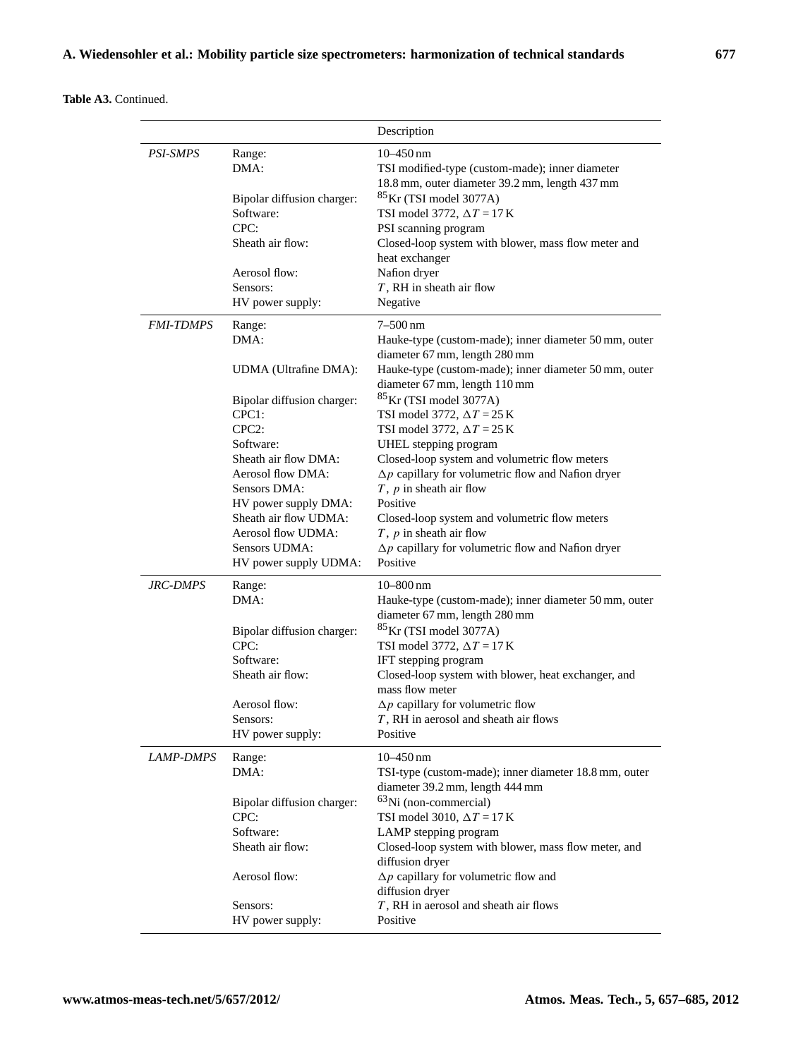**Table A3.** Continued.

| | | Description |
|---|---|---|
| *PSI-SMPS* | Range: | 10–450 nm |
| | DMA: | TSI modified-type (custom-made); inner diameter 18.8 mm, outer diameter 39.2 mm, length 437 mm |
| | Bipolar diffusion charger: | $^{85}$Kr (TSI model 3077A) |
| | Software: | TSI model 3772, $\Delta T$ = 17 K |
| | CPC: | PSI scanning program |
| | Sheath air flow: | Closed-loop system with blower, mass flow meter and heat exchanger |
| | Aerosol flow: | Nafion dryer |
| | Sensors: | $T$, RH in sheath air flow |
| | HV power supply: | Negative |
| *FMI-TDMPS* | Range: | 7–500 nm |
| | DMA: | Hauke-type (custom-made); inner diameter 50 mm, outer diameter 67 mm, length 280 mm |
| | UDMA (Ultrafine DMA): | Hauke-type (custom-made); inner diameter 50 mm, outer diameter 67 mm, length 110 mm |
| | Bipolar diffusion charger: | $^{85}$Kr (TSI model 3077A) |
| | CPC1: | TSI model 3772, $\Delta T$ = 25 K |
| | CPC2: | TSI model 3772, $\Delta T$ = 25 K |
| | Software: | UHEL stepping program |
| | Sheath air flow DMA: | Closed-loop system and volumetric flow meters |
| | Aerosol flow DMA: | $\Delta p$ capillary for volumetric flow and Nafion dryer |
| | Sensors DMA: | $T$, $p$ in sheath air flow |
| | HV power supply DMA: | Positive |
| | Sheath air flow UDMA: | Closed-loop system and volumetric flow meters |
| | Aerosol flow UDMA: | $T$, $p$ in sheath air flow |
| | Sensors UDMA: | $\Delta p$ capillary for volumetric flow and Nafion dryer |
| | HV power supply UDMA: | Positive |
| *JRC-DMPS* | Range: | 10–800 nm |
| | DMA: | Hauke-type (custom-made); inner diameter 50 mm, outer diameter 67 mm, length 280 mm |
| | Bipolar diffusion charger: | $^{85}$Kr (TSI model 3077A) |
| | CPC: | TSI model 3772, $\Delta T$ = 17 K |
| | Software: | IFT stepping program |
| | Sheath air flow: | Closed-loop system with blower, heat exchanger, and mass flow meter |
| | Aerosol flow: | $\Delta p$ capillary for volumetric flow |
| | Sensors: | $T$, RH in aerosol and sheath air flows |
| | HV power supply: | Positive |
| *LAMP-DMPS* | Range: | 10–450 nm |
| | DMA: | TSI-type (custom-made); inner diameter 18.8 mm, outer diameter 39.2 mm, length 444 mm |
| | Bipolar diffusion charger: | $^{63}$Ni (non-commercial) |
| | CPC: | TSI model 3010, $\Delta T$ = 17 K |
| | Software: | LAMP stepping program |
| | Sheath air flow: | Closed-loop system with blower, mass flow meter, and diffusion dryer |
| | Aerosol flow: | $\Delta p$ capillary for volumetric flow and diffusion dryer |
| | Sensors: | $T$, RH in aerosol and sheath air flows |
| | HV power supply: | Positive |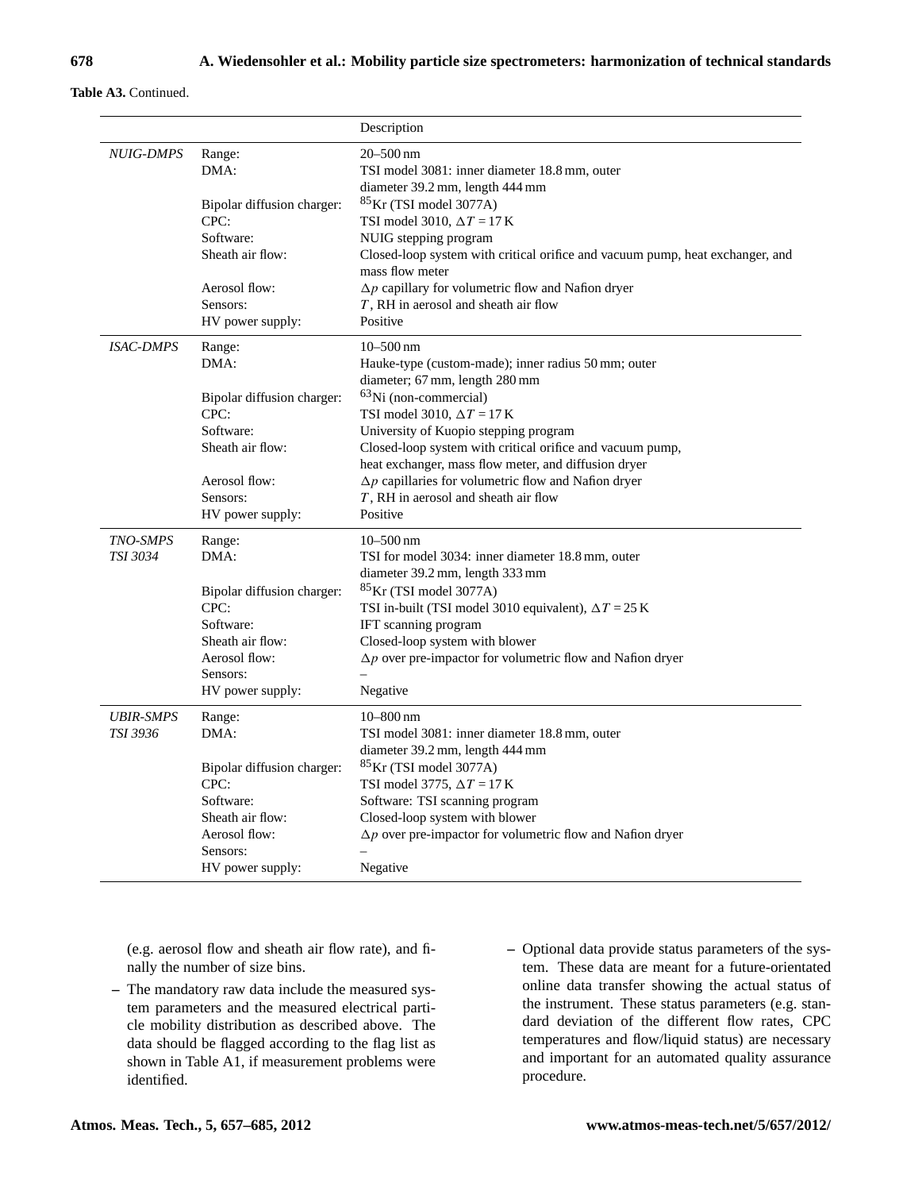**Table A3.** Continued.

| | | Description |
|---|---|---|
| *NUIG-DMPS* | Range: | 20–500 nm |
| | DMA: | TSI model 3081: inner diameter 18.8 mm, outer diameter 39.2 mm, length 444 mm |
| | Bipolar diffusion charger: | $^{85}$Kr (TSI model 3077A) |
| | CPC: | TSI model 3010, $\Delta T = 17$ K |
| | Software: | NUIG stepping program |
| | Sheath air flow: | Closed-loop system with critical orifice and vacuum pump, heat exchanger, and mass flow meter |
| | Aerosol flow: | $\Delta p$ capillary for volumetric flow and Nafion dryer |
| | Sensors: | $T$, RH in aerosol and sheath air flow |
| | HV power supply: | Positive |
| *ISAC-DMPS* | Range: | 10–500 nm |
| | DMA: | Hauke-type (custom-made); inner radius 50 mm; outer diameter; 67 mm, length 280 mm |
| | Bipolar diffusion charger: | $^{63}$Ni (non-commercial) |
| | CPC: | TSI model 3010, $\Delta T = 17$ K |
| | Software: | University of Kuopio stepping program |
| | Sheath air flow: | Closed-loop system with critical orifice and vacuum pump, heat exchanger, mass flow meter, and diffusion dryer |
| | Aerosol flow: | $\Delta p$ capillaries for volumetric flow and Nafion dryer |
| | Sensors: | $T$, RH in aerosol and sheath air flow |
| | HV power supply: | Positive |
| *TNO-SMPS TSI 3034* | Range: | 10–500 nm |
| | DMA: | TSI for model 3034: inner diameter 18.8 mm, outer diameter 39.2 mm, length 333 mm |
| | Bipolar diffusion charger: | $^{85}$Kr (TSI model 3077A) |
| | CPC: | TSI in-built (TSI model 3010 equivalent), $\Delta T = 25$ K |
| | Software: | IFT scanning program |
| | Sheath air flow: | Closed-loop system with blower |
| | Aerosol flow: | $\Delta p$ over pre-impactor for volumetric flow and Nafion dryer |
| | Sensors: | – |
| | HV power supply: | Negative |
| *UBIR-SMPS TSI 3936* | Range: | 10–800 nm |
| | DMA: | TSI model 3081: inner diameter 18.8 mm, outer diameter 39.2 mm, length 444 mm |
| | Bipolar diffusion charger: | $^{85}$Kr (TSI model 3077A) |
| | CPC: | TSI model 3775, $\Delta T = 17$ K |
| | Software: | Software: TSI scanning program |
| | Sheath air flow: | Closed-loop system with blower |
| | Aerosol flow: | $\Delta p$ over pre-impactor for volumetric flow and Nafion dryer |
| | Sensors: | – |
| | HV power supply: | Negative |

(e.g. aerosol flow and sheath air flow rate), and finally the number of size bins.

– The mandatory raw data include the measured system parameters and the measured electrical particle mobility distribution as described above. The data should be flagged according to the flag list as shown in Table A1, if measurement problems were identified.

– Optional data provide status parameters of the system. These data are meant for a future-orientated online data transfer showing the actual status of the instrument. These status parameters (e.g. standard deviation of the different flow rates, CPC temperatures and flow/liquid status) are necessary and important for an automated quality assurance procedure.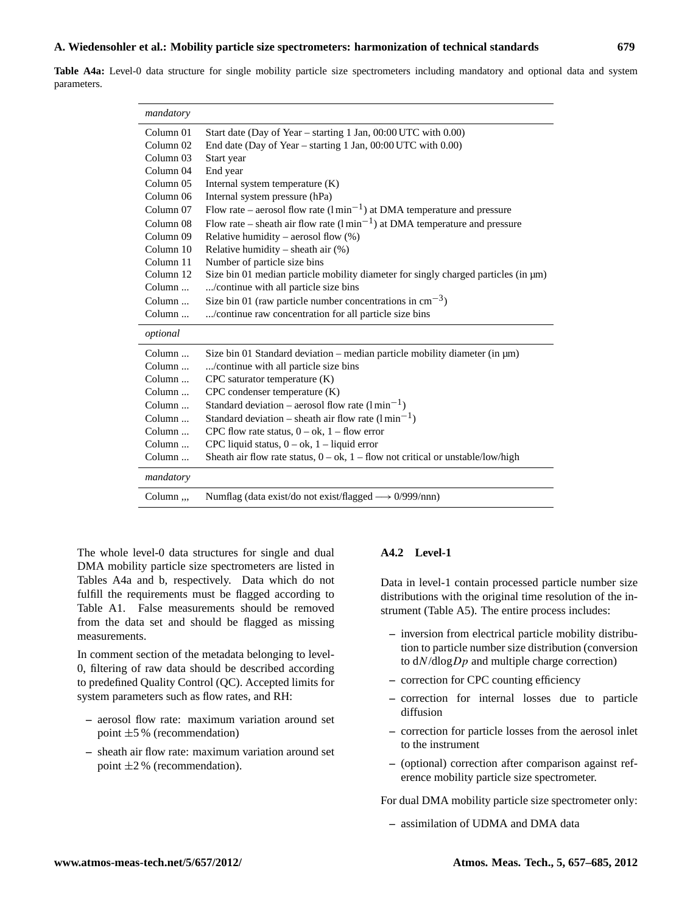**Table A4a:** Level-0 data structure for single mobility particle size spectrometers including mandatory and optional data and system parameters.

| *mandatory* | |
|---|---|
| Column 01 | Start date (Day of Year – starting 1 Jan, 00:00 UTC with 0.00) |
| Column 02 | End date (Day of Year – starting 1 Jan, 00:00 UTC with 0.00) |
| Column 03 | Start year |
| Column 04 | End year |
| Column 05 | Internal system temperature (K) |
| Column 06 | Internal system pressure (hPa) |
| Column 07 | Flow rate – aerosol flow rate ($\mathrm{l\,min^{-1}}$) at DMA temperature and pressure |
| Column 08 | Flow rate – sheath air flow rate ($\mathrm{l\,min^{-1}}$) at DMA temperature and pressure |
| Column 09 | Relative humidity – aerosol flow (%) |
| Column 10 | Relative humidity – sheath air (%) |
| Column 11 | Number of particle size bins |
| Column 12 | Size bin 01 median particle mobility diameter for singly charged particles (in µm) |
| Column ... | .../continue with all particle size bins |
| Column ... | Size bin 01 (raw particle number concentrations in $\mathrm{cm^{-3}}$) |
| Column ... | .../continue raw concentration for all particle size bins |
| *optional* | |
| Column ... | Size bin 01 Standard deviation – median particle mobility diameter (in µm) |
| Column ... | .../continue with all particle size bins |
| Column ... | CPC saturator temperature (K) |
| Column ... | CPC condenser temperature (K) |
| Column ... | Standard deviation – aerosol flow rate ($\mathrm{l\,min^{-1}}$) |
| Column ... | Standard deviation – sheath air flow rate ($\mathrm{l\,min^{-1}}$) |
| Column ... | CPC flow rate status, 0 – ok, 1 – flow error |
| Column ... | CPC liquid status, 0 – ok, 1 – liquid error |
| Column ... | Sheath air flow rate status, 0 – ok, 1 – flow not critical or unstable/low/high |
| *mandatory* | |
| Column ,,, | Numflag (data exist/do not exist/flagged ⟶ 0/999/nnn) |

The whole level-0 data structures for single and dual DMA mobility particle size spectrometers are listed in Tables A4a and b, respectively. Data which do not fulfill the requirements must be flagged according to Table A1. False measurements should be removed from the data set and should be flagged as missing measurements.

In comment section of the metadata belonging to level-0, filtering of raw data should be described according to predefined Quality Control (QC). Accepted limits for system parameters such as flow rates, and RH:

– aerosol flow rate: maximum variation around set point ±5 % (recommendation)

– sheath air flow rate: maximum variation around set point ±2 % (recommendation).

### A4.2 Level-1

Data in level-1 contain processed particle number size distributions with the original time resolution of the instrument (Table A5). The entire process includes:

– inversion from electrical particle mobility distribution to particle number size distribution (conversion to $\mathrm{d}N/\mathrm{dlog}Dp$ and multiple charge correction)

– correction for CPC counting efficiency

– correction for internal losses due to particle diffusion

– correction for particle losses from the aerosol inlet to the instrument

– (optional) correction after comparison against reference mobility particle size spectrometer.

For dual DMA mobility particle size spectrometer only:

– assimilation of UDMA and DMA data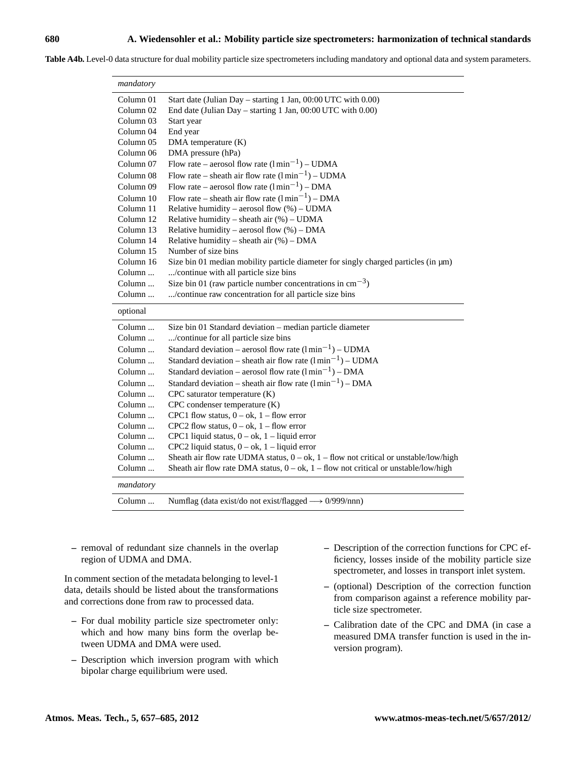**Table A4b.** Level-0 data structure for dual mobility particle size spectrometers including mandatory and optional data and system parameters.

| *mandatory* | |
|---|---|
| Column 01 | Start date (Julian Day – starting 1 Jan, 00:00 UTC with 0.00) |
| Column 02 | End date (Julian Day – starting 1 Jan, 00:00 UTC with 0.00) |
| Column 03 | Start year |
| Column 04 | End year |
| Column 05 | DMA temperature (K) |
| Column 06 | DMA pressure (hPa) |
| Column 07 | Flow rate – aerosol flow rate ($\mathrm{l\,min^{-1}}$) – UDMA |
| Column 08 | Flow rate – sheath air flow rate ($\mathrm{l\,min^{-1}}$) – UDMA |
| Column 09 | Flow rate – aerosol flow rate ($\mathrm{l\,min^{-1}}$) – DMA |
| Column 10 | Flow rate – sheath air flow rate ($\mathrm{l\,min^{-1}}$) – DMA |
| Column 11 | Relative humidity – aerosol flow (%) – UDMA |
| Column 12 | Relative humidity – sheath air (%) – UDMA |
| Column 13 | Relative humidity – aerosol flow (%) – DMA |
| Column 14 | Relative humidity – sheath air (%) – DMA |
| Column 15 | Number of size bins |
| Column 16 | Size bin 01 median mobility particle diameter for singly charged particles (in µm) |
| Column ... | .../continue with all particle size bins |
| Column ... | Size bin 01 (raw particle number concentrations in $\mathrm{cm^{-3}}$) |
| Column ... | .../continue raw concentration for all particle size bins |
| optional | |
| Column ... | Size bin 01 Standard deviation – median particle diameter |
| Column ... | .../continue for all particle size bins |
| Column ... | Standard deviation – aerosol flow rate ($\mathrm{l\,min^{-1}}$) – UDMA |
| Column ... | Standard deviation – sheath air flow rate ($\mathrm{l\,min^{-1}}$) – UDMA |
| Column ... | Standard deviation – aerosol flow rate ($\mathrm{l\,min^{-1}}$) – DMA |
| Column ... | Standard deviation – sheath air flow rate ($\mathrm{l\,min^{-1}}$) – DMA |
| Column ... | CPC saturator temperature (K) |
| Column ... | CPC condenser temperature (K) |
| Column ... | CPC1 flow status, 0 – ok, 1 – flow error |
| Column ... | CPC2 flow status, 0 – ok, 1 – flow error |
| Column ... | CPC1 liquid status, 0 – ok, 1 – liquid error |
| Column ... | CPC2 liquid status, 0 – ok, 1 – liquid error |
| Column ... | Sheath air flow rate UDMA status, 0 – ok, 1 – flow not critical or unstable/low/high |
| Column ... | Sheath air flow rate DMA status, 0 – ok, 1 – flow not critical or unstable/low/high |
| *mandatory* | |
| Column ... | Numflag (data exist/do not exist/flagged ⟶ 0/999/nnn) |

– removal of redundant size channels in the overlap region of UDMA and DMA.

In comment section of the metadata belonging to level-1 data, details should be listed about the transformations and corrections done from raw to processed data.

– For dual mobility particle size spectrometer only: which and how many bins form the overlap between UDMA and DMA were used.

– Description which inversion program with which bipolar charge equilibrium were used.

– Description of the correction functions for CPC efficiency, losses inside of the mobility particle size spectrometer, and losses in transport inlet system.

– (optional) Description of the correction function from comparison against a reference mobility particle size spectrometer.

– Calibration date of the CPC and DMA (in case a measured DMA transfer function is used in the inversion program).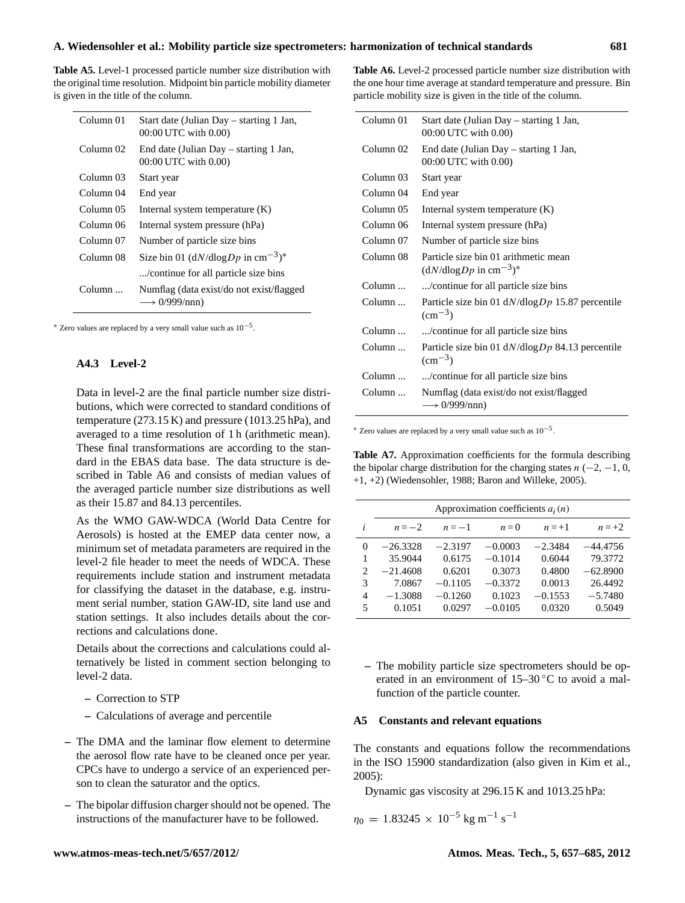**Table A5.** Level-1 processed particle number size distribution with the original time resolution. Midpoint bin particle mobility diameter is given in the title of the column.

| | |
|---|---|
| Column 01 | Start date (Julian Day – starting 1 Jan, 00:00 UTC with 0.00) |
| Column 02 | End date (Julian Day – starting 1 Jan, 00:00 UTC with 0.00) |
| Column 03 | Start year |
| Column 04 | End year |
| Column 05 | Internal system temperature (K) |
| Column 06 | Internal system pressure (hPa) |
| Column 07 | Number of particle size bins |
| Column 08 | Size bin 01 ($dN/d\log Dp$ in $cm^{-3}$)* |
| | .../continue for all particle size bins |
| Column ... | Numflag (data exist/do not exist/flagged $\longrightarrow$ 0/999/nnn) |

* Zero values are replaced by a very small value such as $10^{-5}$.

### A4.3 Level-2

Data in level-2 are the final particle number size distributions, which were corrected to standard conditions of temperature (273.15 K) and pressure (1013.25 hPa), and averaged to a time resolution of 1 h (arithmetic mean). These final transformations are according to the standard in the EBAS data base. The data structure is described in Table A6 and consists of median values of the averaged particle number size distributions as well as their 15.87 and 84.13 percentiles.

As the WMO GAW-WDCA (World Data Centre for Aerosols) is hosted at the EMEP data center now, a minimum set of metadata parameters are required in the level-2 file header to meet the needs of WDCA. These requirements include station and instrument metadata for classifying the dataset in the database, e.g. instrument serial number, station GAW-ID, site land use and station settings. It also includes details about the corrections and calculations done.

Details about the corrections and calculations could alternatively be listed in comment section belonging to level-2 data.

- Correction to STP
- Calculations of average and percentile

- The DMA and the laminar flow element to determine the aerosol flow rate have to be cleaned once per year. CPCs have to undergo a service of an experienced person to clean the saturator and the optics.
- The bipolar diffusion charger should not be opened. The instructions of the manufacturer have to be followed.

**Table A6.** Level-2 processed particle number size distribution with the one hour time average at standard temperature and pressure. Bin particle mobility size is given in the title of the column.

| | |
|---|---|
| Column 01 | Start date (Julian Day – starting 1 Jan, 00:00 UTC with 0.00) |
| Column 02 | End date (Julian Day – starting 1 Jan, 00:00 UTC with 0.00) |
| Column 03 | Start year |
| Column 04 | End year |
| Column 05 | Internal system temperature (K) |
| Column 06 | Internal system pressure (hPa) |
| Column 07 | Number of particle size bins |
| Column 08 | Particle size bin 01 arithmetic mean ($dN/d\log Dp$ in $cm^{-3}$)* |
| Column ... | .../continue for all particle size bins |
| Column ... | Particle size bin 01 $dN/d\log Dp$ 15.87 percentile ($cm^{-3}$) |
| Column ... | .../continue for all particle size bins |
| Column ... | Particle size bin 01 $dN/d\log Dp$ 84.13 percentile ($cm^{-3}$) |
| Column ... | .../continue for all particle size bins |
| Column ... | Numflag (data exist/do not exist/flagged $\longrightarrow$ 0/999/nnn) |

* Zero values are replaced by a very small value such as $10^{-5}$.

**Table A7.** Approximation coefficients for the formula describing the bipolar charge distribution for the charging states $n$ ($-2$, $-1$, 0, +1, +2) (Wiedensohler, 1988; Baron and Willeke, 2005).

| | Approximation coefficients $a_i(n)$ | | | | |
|---|---|---|---|---|---|
| $i$ | $n=-2$ | $n=-1$ | $n=0$ | $n=+1$ | $n=+2$ |
| 0 | −26.3328 | −2.3197 | −0.0003 | −2.3484 | −44.4756 |
| 1 | 35.9044 | 0.6175 | −0.1014 | 0.6044 | 79.3772 |
| 2 | −21.4608 | 0.6201 | 0.3073 | 0.4800 | −62.8900 |
| 3 | 7.0867 | −0.1105 | −0.3372 | 0.0013 | 26.4492 |
| 4 | −1.3088 | −0.1260 | 0.1023 | −0.1553 | −5.7480 |
| 5 | 0.1051 | 0.0297 | −0.0105 | 0.0320 | 0.5049 |

- The mobility particle size spectrometers should be operated in an environment of 15–30 °C to avoid a malfunction of the particle counter.

## A5 Constants and relevant equations

The constants and equations follow the recommendations in the ISO 15900 standardization (also given in Kim et al., 2005):

Dynamic gas viscosity at 296.15 K and 1013.25 hPa:

$$\eta_0 = 1.83245 \times 10^{-5} \text{ kg m}^{-1} \text{ s}^{-1}$$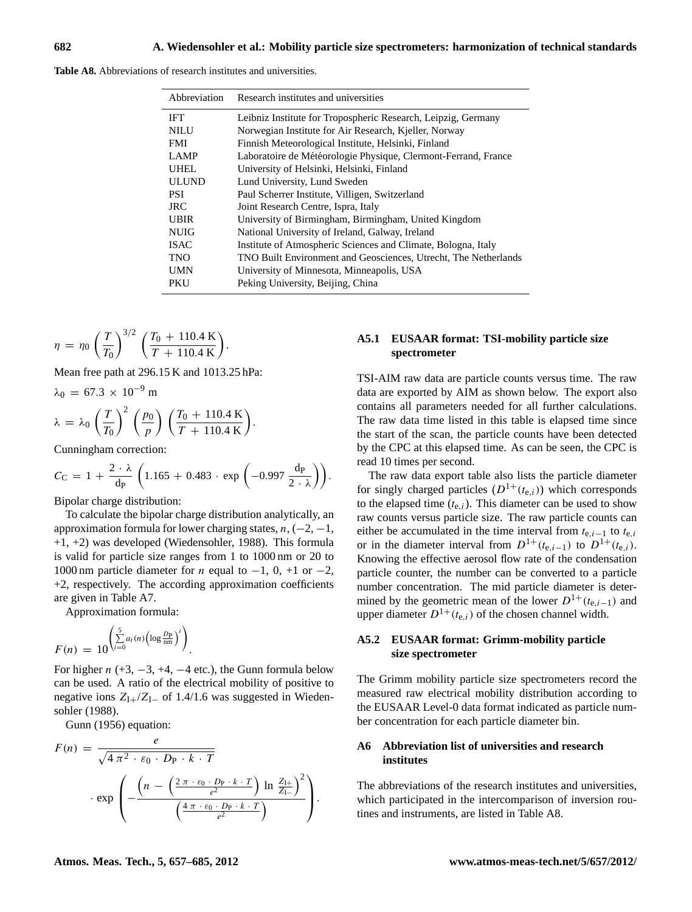**Table A8.** Abbreviations of research institutes and universities.

| Abbreviation | Research institutes and universities |
|---|---|
| IFT | Leibniz Institute for Tropospheric Research, Leipzig, Germany |
| NILU | Norwegian Institute for Air Research, Kjeller, Norway |
| FMI | Finnish Meteorological Institute, Helsinki, Finland |
| LAMP | Laboratoire de Météorologie Physique, Clermont-Ferrand, France |
| UHEL | University of Helsinki, Helsinki, Finland |
| ULUND | Lund University, Lund Sweden |
| PSI | Paul Scherrer Institute, Villigen, Switzerland |
| JRC | Joint Research Centre, Ispra, Italy |
| UBIR | University of Birmingham, Birmingham, United Kingdom |
| NUIG | National University of Ireland, Galway, Ireland |
| ISAC | Institute of Atmospheric Sciences and Climate, Bologna, Italy |
| TNO | TNO Built Environment and Geosciences, Utrecht, The Netherlands |
| UMN | University of Minnesota, Minneapolis, USA |
| PKU | Peking University, Beijing, China |

$$\eta = \eta_0 \left(\frac{T}{T_0}\right)^{3/2} \left(\frac{T_0 + 110.4\,\mathrm{K}}{T + 110.4\,\mathrm{K}}\right).$$

Mean free path at 296.15 K and 1013.25 hPa:

$$\lambda_0 = 67.3 \times 10^{-9}\,\mathrm{m}$$

$$\lambda = \lambda_0 \left(\frac{T}{T_0}\right)^2 \left(\frac{p_0}{p}\right) \left(\frac{T_0 + 110.4\,\mathrm{K}}{T + 110.4\,\mathrm{K}}\right).$$

Cunningham correction:

$$C_\mathrm{C} = 1 + \frac{2 \cdot \lambda}{d_\mathrm{P}} \left(1.165 + 0.483 \cdot \exp\left(-0.997\,\frac{d_\mathrm{P}}{2 \cdot \lambda}\right)\right).$$

Bipolar charge distribution:

To calculate the bipolar charge distribution analytically, an approximation formula for lower charging states, $n$, $(-2, -1, +1, +2)$ was developed (Wiedensohler, 1988). This formula is valid for particle size ranges from 1 to 1000 nm or 20 to 1000 nm particle diameter for $n$ equal to $-1$, 0, +1 or $-2$, +2, respectively. The according approximation coefficients are given in Table A7.

Approximation formula:

$$F(n) = 10^{\left(\sum_{i=0}^{5} a_i(n)\left(\log \frac{D_\mathrm{P}}{\mathrm{nm}}\right)^i\right)}.$$

For higher $n$ (+3, $-3$, +4, $-4$ etc.), the Gunn formula below can be used. A ratio of the electrical mobility of positive to negative ions $Z_{\mathrm{I}+}/Z_{\mathrm{I}-}$ of 1.4/1.6 was suggested in Wiedensohler (1988).

Gunn (1956) equation:

$$F(n) = \frac{e}{\sqrt{4\,\pi^2 \cdot \varepsilon_0 \cdot D_\mathrm{P} \cdot k \cdot T}} \cdot \exp\left(-\frac{\left(n - \left(\frac{2\,\pi \cdot \varepsilon_0 \cdot D_\mathrm{P} \cdot k \cdot T}{e^2}\right) \ln \frac{Z_{\mathrm{I}+}}{Z_{\mathrm{I}-}}\right)^2}{\left(\frac{4\,\pi \cdot \varepsilon_0 \cdot D_\mathrm{P} \cdot k \cdot T}{e^2}\right)}\right).$$

### A5.1 EUSAAR format: TSI-mobility particle size spectrometer

TSI-AIM raw data are particle counts versus time. The raw data are exported by AIM as shown below. The export also contains all parameters needed for all further calculations. The raw data time listed in this table is elapsed time since the start of the scan, the particle counts have been detected by the CPC at this elapsed time. As can be seen, the CPC is read 10 times per second.

The raw data export table also lists the particle diameter for singly charged particles ($D^{1+}(t_{\mathrm{e},i})$) which corresponds to the elapsed time ($t_{\mathrm{e},i}$). This diameter can be used to show raw counts versus particle size. The raw particle counts can either be accumulated in the time interval from $t_{\mathrm{e},i-1}$ to $t_{\mathrm{e},i}$ or in the diameter interval from $D^{1+}(t_{\mathrm{e},i-1})$ to $D^{1+}(t_{\mathrm{e},i})$. Knowing the effective aerosol flow rate of the condensation particle counter, the number can be converted to a particle number concentration. The mid particle diameter is determined by the geometric mean of the lower $D^{1+}(t_{\mathrm{e},i-1})$ and upper diameter $D^{1+}(t_{\mathrm{e},i})$ of the chosen channel width.

### A5.2 EUSAAR format: Grimm-mobility particle size spectrometer

The Grimm mobility particle size spectrometers record the measured raw electrical mobility distribution according to the EUSAAR Level-0 data format indicated as particle number concentration for each particle diameter bin.

## A6 Abbreviation list of universities and research institutes

The abbreviations of the research institutes and universities, which participated in the intercomparison of inversion routines and instruments, are listed in Table A8.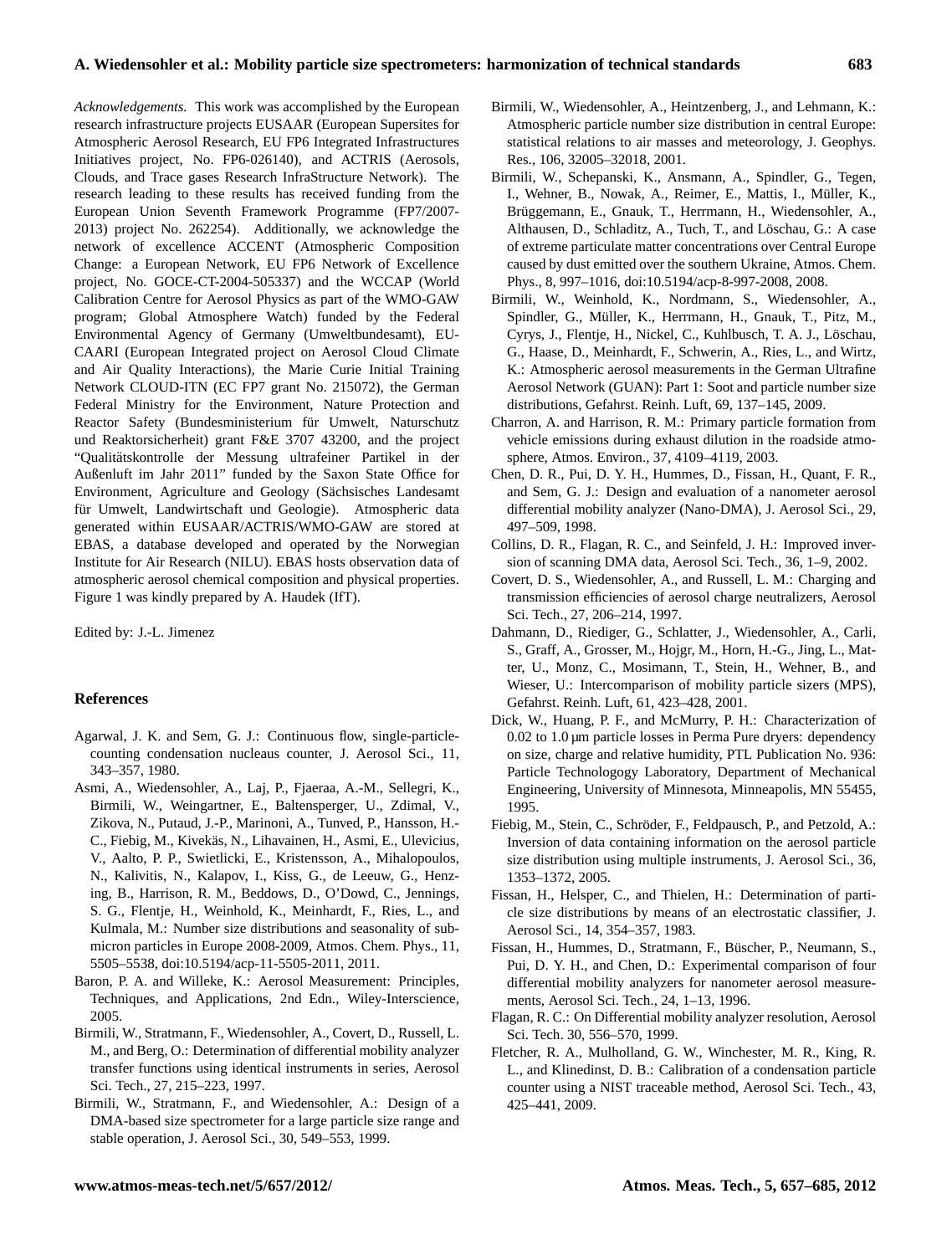*Acknowledgements.* This work was accomplished by the European research infrastructure projects EUSAAR (European Supersites for Atmospheric Aerosol Research, EU FP6 Integrated Infrastructures Initiatives project, No. FP6-026140), and ACTRIS (Aerosols, Clouds, and Trace gases Research InfraStructure Network). The research leading to these results has received funding from the European Union Seventh Framework Programme (FP7/2007-2013) project No. 262254). Additionally, we acknowledge the network of excellence ACCENT (Atmospheric Composition Change: a European Network, EU FP6 Network of Excellence project, No. GOCE-CT-2004-505337) and the WCCAP (World Calibration Centre for Aerosol Physics as part of the WMO-GAW program; Global Atmosphere Watch) funded by the Federal Environmental Agency of Germany (Umweltbundesamt), EU-CAARI (European Integrated project on Aerosol Cloud Climate and Air Quality Interactions), the Marie Curie Initial Training Network CLOUD-ITN (EC FP7 grant No. 215072), the German Federal Ministry for the Environment, Nature Protection and Reactor Safety (Bundesministerium für Umwelt, Naturschutz und Reaktorsicherheit) grant F&E 3707 43200, and the project "Qualitätskontrolle der Messung ultrafeiner Partikel in der Außenluft im Jahr 2011" funded by the Saxon State Office for Environment, Agriculture and Geology (Sächsisches Landesamt für Umwelt, Landwirtschaft und Geologie). Atmospheric data generated within EUSAAR/ACTRIS/WMO-GAW are stored at EBAS, a database developed and operated by the Norwegian Institute for Air Research (NILU). EBAS hosts observation data of atmospheric aerosol chemical composition and physical properties. Figure 1 was kindly prepared by A. Haudek (IfT).

Edited by: J.-L. Jimenez

## References

Agarwal, J. K. and Sem, G. J.: Continuous flow, single-particle-counting condensation nucleaus counter, J. Aerosol Sci., 11, 343–357, 1980.

Asmi, A., Wiedensohler, A., Laj, P., Fjaeraa, A.-M., Sellegri, K., Birmili, W., Weingartner, E., Baltensperger, U., Zdimal, V., Zikova, N., Putaud, J.-P., Marinoni, A., Tunved, P., Hansson, H.-C., Fiebig, M., Kivekäs, N., Lihavainen, H., Asmi, E., Ulevicius, V., Aalto, P. P., Swietlicki, E., Kristensson, A., Mihalopoulos, N., Kalivitis, N., Kalapov, I., Kiss, G., de Leeuw, G., Henzing, B., Harrison, R. M., Beddows, D., O'Dowd, C., Jennings, S. G., Flentje, H., Weinhold, K., Meinhardt, F., Ries, L., and Kulmala, M.: Number size distributions and seasonality of submicron particles in Europe 2008-2009, Atmos. Chem. Phys., 11, 5505–5538, doi:10.5194/acp-11-5505-2011, 2011.

Baron, P. A. and Willeke, K.: Aerosol Measurement: Principles, Techniques, and Applications, 2nd Edn., Wiley-Interscience, 2005.

Birmili, W., Stratmann, F., Wiedensohler, A., Covert, D., Russell, L. M., and Berg, O.: Determination of differential mobility analyzer transfer functions using identical instruments in series, Aerosol Sci. Tech., 27, 215–223, 1997.

Birmili, W., Stratmann, F., and Wiedensohler, A.: Design of a DMA-based size spectrometer for a large particle size range and stable operation, J. Aerosol Sci., 30, 549–553, 1999.

Birmili, W., Wiedensohler, A., Heintzenberg, J., and Lehmann, K.: Atmospheric particle number size distribution in central Europe: statistical relations to air masses and meteorology, J. Geophys. Res., 106, 32005–32018, 2001.

Birmili, W., Schepanski, K., Ansmann, A., Spindler, G., Tegen, I., Wehner, B., Nowak, A., Reimer, E., Mattis, I., Müller, K., Brüggemann, E., Gnauk, T., Herrmann, H., Wiedensohler, A., Althausen, D., Schladitz, A., Tuch, T., and Löschau, G.: A case of extreme particulate matter concentrations over Central Europe caused by dust emitted over the southern Ukraine, Atmos. Chem. Phys., 8, 997–1016, doi:10.5194/acp-8-997-2008, 2008.

Birmili, W., Weinhold, K., Nordmann, S., Wiedensohler, A., Spindler, G., Müller, K., Herrmann, H., Gnauk, T., Pitz, M., Cyrys, J., Flentje, H., Nickel, C., Kuhlbusch, T. A. J., Löschau, G., Haase, D., Meinhardt, F., Schwerin, A., Ries, L., and Wirtz, K.: Atmospheric aerosol measurements in the German Ultrafine Aerosol Network (GUAN): Part 1: Soot and particle number size distributions, Gefahrst. Reinh. Luft, 69, 137–145, 2009.

Charron, A. and Harrison, R. M.: Primary particle formation from vehicle emissions during exhaust dilution in the roadside atmosphere, Atmos. Environ., 37, 4109–4119, 2003.

Chen, D. R., Pui, D. Y. H., Hummes, D., Fissan, H., Quant, F. R., and Sem, G. J.: Design and evaluation of a nanometer aerosol differential mobility analyzer (Nano-DMA), J. Aerosol Sci., 29, 497–509, 1998.

Collins, D. R., Flagan, R. C., and Seinfeld, J. H.: Improved inversion of scanning DMA data, Aerosol Sci. Tech., 36, 1–9, 2002.

Covert, D. S., Wiedensohler, A., and Russell, L. M.: Charging and transmission efficiencies of aerosol charge neutralizers, Aerosol Sci. Tech., 27, 206–214, 1997.

Dahmann, D., Riediger, G., Schlatter, J., Wiedensohler, A., Carli, S., Graff, A., Grosser, M., Hojgr, M., Horn, H.-G., Jing, L., Matter, U., Monz, C., Mosimann, T., Stein, H., Wehner, B., and Wieser, U.: Intercomparison of mobility particle sizers (MPS), Gefahrst. Reinh. Luft, 61, 423–428, 2001.

Dick, W., Huang, P. F., and McMurry, P. H.: Characterization of 0.02 to 1.0 µm particle losses in Perma Pure dryers: dependency on size, charge and relative humidity, PTL Publication No. 936: Particle Technologogy Laboratory, Department of Mechanical Engineering, University of Minnesota, Minneapolis, MN 55455, 1995.

Fiebig, M., Stein, C., Schröder, F., Feldpausch, P., and Petzold, A.: Inversion of data containing information on the aerosol particle size distribution using multiple instruments, J. Aerosol Sci., 36, 1353–1372, 2005.

Fissan, H., Helsper, C., and Thielen, H.: Determination of particle size distributions by means of an electrostatic classifier, J. Aerosol Sci., 14, 354–357, 1983.

Fissan, H., Hummes, D., Stratmann, F., Büscher, P., Neumann, S., Pui, D. Y. H., and Chen, D.: Experimental comparison of four differential mobility analyzers for nanometer aerosol measurements, Aerosol Sci. Tech., 24, 1–13, 1996.

Flagan, R. C.: On Differential mobility analyzer resolution, Aerosol Sci. Tech. 30, 556–570, 1999.

Fletcher, R. A., Mulholland, G. W., Winchester, M. R., King, R. L., and Klinedinst, D. B.: Calibration of a condensation particle counter using a NIST traceable method, Aerosol Sci. Tech., 43, 425–441, 2009.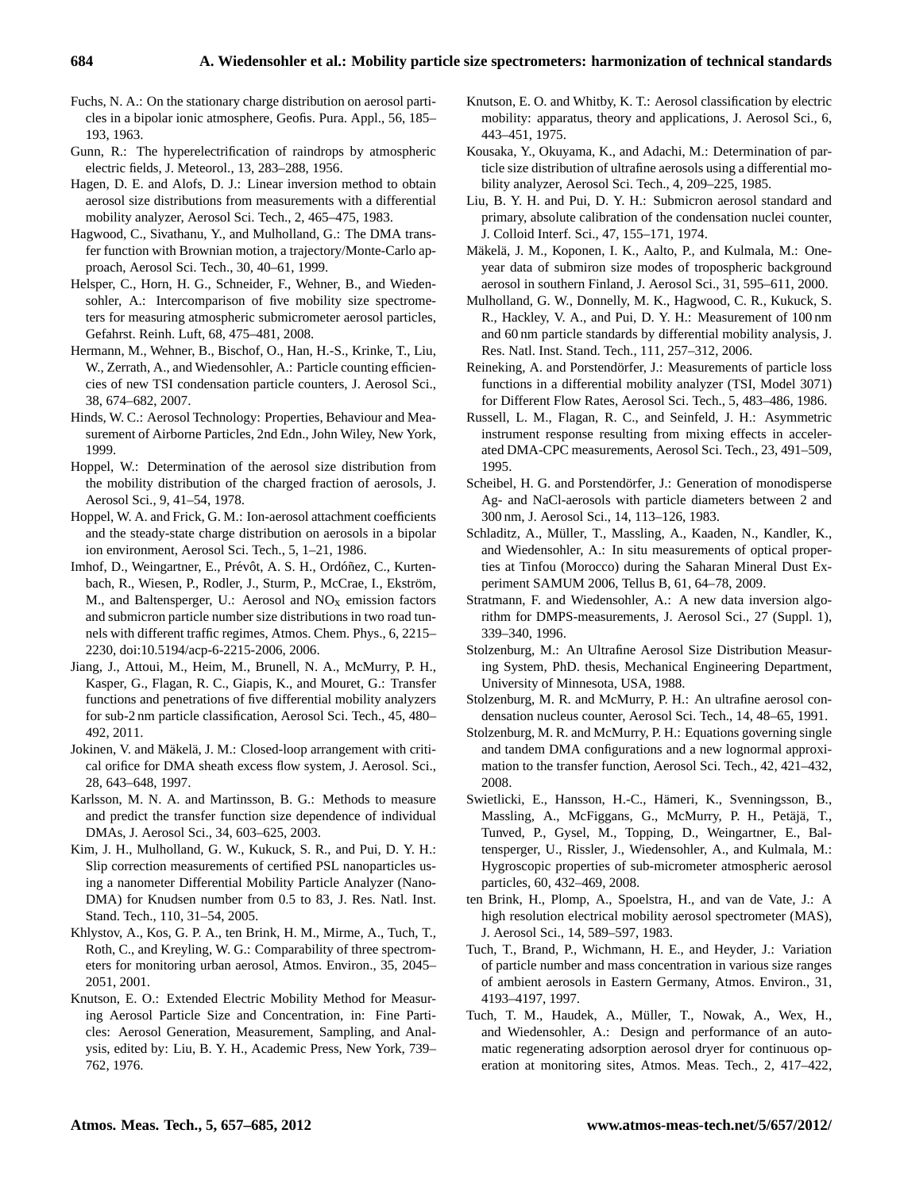Fuchs, N. A.: On the stationary charge distribution on aerosol particles in a bipolar ionic atmosphere, Geofis. Pura. Appl., 56, 185–193, 1963.

Gunn, R.: The hyperelectrification of raindrops by atmospheric electric fields, J. Meteorol., 13, 283–288, 1956.

Hagen, D. E. and Alofs, D. J.: Linear inversion method to obtain aerosol size distributions from measurements with a differential mobility analyzer, Aerosol Sci. Tech., 2, 465–475, 1983.

Hagwood, C., Sivathanu, Y., and Mulholland, G.: The DMA transfer function with Brownian motion, a trajectory/Monte-Carlo approach, Aerosol Sci. Tech., 30, 40–61, 1999.

Helsper, C., Horn, H. G., Schneider, F., Wehner, B., and Wiedensohler, A.: Intercomparison of five mobility size spectrometers for measuring atmospheric submicrometer aerosol particles, Gefahrst. Reinh. Luft, 68, 475–481, 2008.

Hermann, M., Wehner, B., Bischof, O., Han, H.-S., Krinke, T., Liu, W., Zerrath, A., and Wiedensohler, A.: Particle counting efficiencies of new TSI condensation particle counters, J. Aerosol Sci., 38, 674–682, 2007.

Hinds, W. C.: Aerosol Technology: Properties, Behaviour and Measurement of Airborne Particles, 2nd Edn., John Wiley, New York, 1999.

Hoppel, W.: Determination of the aerosol size distribution from the mobility distribution of the charged fraction of aerosols, J. Aerosol Sci., 9, 41–54, 1978.

Hoppel, W. A. and Frick, G. M.: Ion-aerosol attachment coefficients and the steady-state charge distribution on aerosols in a bipolar ion environment, Aerosol Sci. Tech., 5, 1–21, 1986.

Imhof, D., Weingartner, E., Prévôt, A. S. H., Ordóñez, C., Kurtenbach, R., Wiesen, P., Rodler, J., Sturm, P., McCrae, I., Ekström, M., and Baltensperger, U.: Aerosol and $NO_x$ emission factors and submicron particle number size distributions in two road tunnels with different traffic regimes, Atmos. Chem. Phys., 6, 2215–2230, doi:10.5194/acp-6-2215-2006, 2006.

Jiang, J., Attoui, M., Heim, M., Brunell, N. A., McMurry, P. H., Kasper, G., Flagan, R. C., Giapis, K., and Mouret, G.: Transfer functions and penetrations of five differential mobility analyzers for sub-2 nm particle classification, Aerosol Sci. Tech., 45, 480–492, 2011.

Jokinen, V. and Mäkelä, J. M.: Closed-loop arrangement with critical orifice for DMA sheath excess flow system, J. Aerosol. Sci., 28, 643–648, 1997.

Karlsson, M. N. A. and Martinsson, B. G.: Methods to measure and predict the transfer function size dependence of individual DMAs, J. Aerosol Sci., 34, 603–625, 2003.

Kim, J. H., Mulholland, G. W., Kukuck, S. R., and Pui, D. Y. H.: Slip correction measurements of certified PSL nanoparticles using a nanometer Differential Mobility Particle Analyzer (Nano-DMA) for Knudsen number from 0.5 to 83, J. Res. Natl. Inst. Stand. Tech., 110, 31–54, 2005.

Khlystov, A., Kos, G. P. A., ten Brink, H. M., Mirme, A., Tuch, T., Roth, C., and Kreyling, W. G.: Comparability of three spectrometers for monitoring urban aerosol, Atmos. Environ., 35, 2045–2051, 2001.

Knutson, E. O.: Extended Electric Mobility Method for Measuring Aerosol Particle Size and Concentration, in: Fine Particles: Aerosol Generation, Measurement, Sampling, and Analysis, edited by: Liu, B. Y. H., Academic Press, New York, 739–762, 1976.

Knutson, E. O. and Whitby, K. T.: Aerosol classification by electric mobility: apparatus, theory and applications, J. Aerosol Sci., 6, 443–451, 1975.

Kousaka, Y., Okuyama, K., and Adachi, M.: Determination of particle size distribution of ultrafine aerosols using a differential mobility analyzer, Aerosol Sci. Tech., 4, 209–225, 1985.

Liu, B. Y. H. and Pui, D. Y. H.: Submicron aerosol standard and primary, absolute calibration of the condensation nuclei counter, J. Colloid Interf. Sci., 47, 155–171, 1974.

Mäkelä, J. M., Koponen, I. K., Aalto, P., and Kulmala, M.: One-year data of submiron size modes of tropospheric background aerosol in southern Finland, J. Aerosol Sci., 31, 595–611, 2000.

Mulholland, G. W., Donnelly, M. K., Hagwood, C. R., Kukuck, S. R., Hackley, V. A., and Pui, D. Y. H.: Measurement of 100 nm and 60 nm particle standards by differential mobility analysis, J. Res. Natl. Inst. Stand. Tech., 111, 257–312, 2006.

Reineking, A. and Porstendörfer, J.: Measurements of particle loss functions in a differential mobility analyzer (TSI, Model 3071) for Different Flow Rates, Aerosol Sci. Tech., 5, 483–486, 1986.

Russell, L. M., Flagan, R. C., and Seinfeld, J. H.: Asymmetric instrument response resulting from mixing effects in accelerated DMA-CPC measurements, Aerosol Sci. Tech., 23, 491–509, 1995.

Scheibel, H. G. and Porstendörfer, J.: Generation of monodisperse Ag- and NaCl-aerosols with particle diameters between 2 and 300 nm, J. Aerosol Sci., 14, 113–126, 1983.

Schladitz, A., Müller, T., Massling, A., Kaaden, N., Kandler, K., and Wiedensohler, A.: In situ measurements of optical properties at Tinfou (Morocco) during the Saharan Mineral Dust Experiment SAMUM 2006, Tellus B, 61, 64–78, 2009.

Stratmann, F. and Wiedensohler, A.: A new data inversion algorithm for DMPS-measurements, J. Aerosol Sci., 27 (Suppl. 1), 339–340, 1996.

Stolzenburg, M.: An Ultrafine Aerosol Size Distribution Measuring System, PhD. thesis, Mechanical Engineering Department, University of Minnesota, USA, 1988.

Stolzenburg, M. R. and McMurry, P. H.: An ultrafine aerosol condensation nucleus counter, Aerosol Sci. Tech., 14, 48–65, 1991.

Stolzenburg, M. R. and McMurry, P. H.: Equations governing single and tandem DMA configurations and a new lognormal approximation to the transfer function, Aerosol Sci. Tech., 42, 421–432, 2008.

Swietlicki, E., Hansson, H.-C., Hämeri, K., Svenningsson, B., Massling, A., McFiggans, G., McMurry, P. H., Petäjä, T., Tunved, P., Gysel, M., Topping, D., Weingartner, E., Baltensperger, U., Rissler, J., Wiedensohler, A., and Kulmala, M.: Hygroscopic properties of sub-micrometer atmospheric aerosol particles, 60, 432–469, 2008.

ten Brink, H., Plomp, A., Spoelstra, H., and van de Vate, J.: A high resolution electrical mobility aerosol spectrometer (MAS), J. Aerosol Sci., 14, 589–597, 1983.

Tuch, T., Brand, P., Wichmann, H. E., and Heyder, J.: Variation of particle number and mass concentration in various size ranges of ambient aerosols in Eastern Germany, Atmos. Environ., 31, 4193–4197, 1997.

Tuch, T. M., Haudek, A., Müller, T., Nowak, A., Wex, H., and Wiedensohler, A.: Design and performance of an automatic regenerating adsorption aerosol dryer for continuous operation at monitoring sites, Atmos. Meas. Tech., 2, 417–422,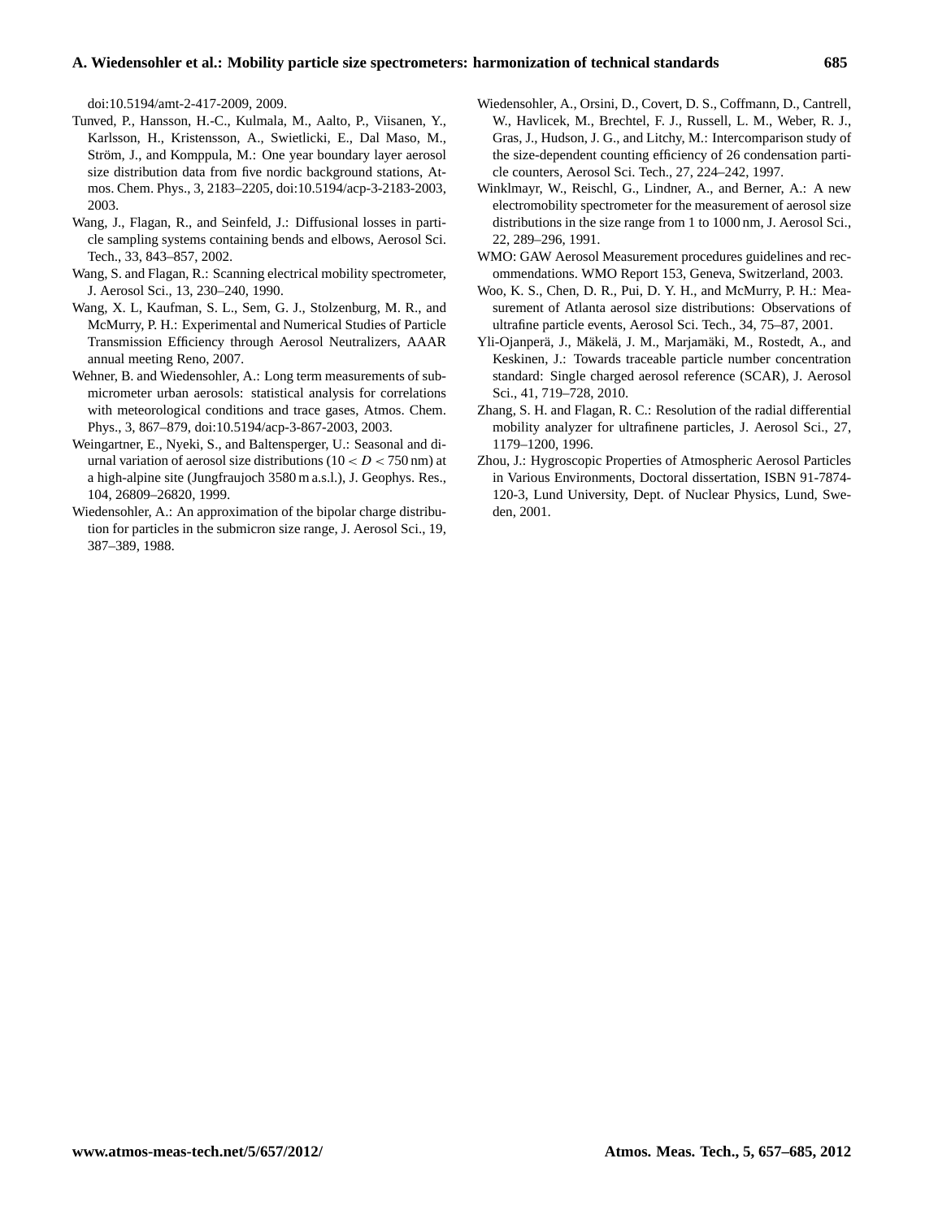doi:10.5194/amt-2-417-2009, 2009.

Tunved, P., Hansson, H.-C., Kulmala, M., Aalto, P., Viisanen, Y., Karlsson, H., Kristensson, A., Swietlicki, E., Dal Maso, M., Ström, J., and Komppula, M.: One year boundary layer aerosol size distribution data from five nordic background stations, Atmos. Chem. Phys., 3, 2183–2205, doi:10.5194/acp-3-2183-2003, 2003.

Wang, J., Flagan, R., and Seinfeld, J.: Diffusional losses in particle sampling systems containing bends and elbows, Aerosol Sci. Tech., 33, 843–857, 2002.

Wang, S. and Flagan, R.: Scanning electrical mobility spectrometer, J. Aerosol Sci., 13, 230–240, 1990.

Wang, X. L, Kaufman, S. L., Sem, G. J., Stolzenburg, M. R., and McMurry, P. H.: Experimental and Numerical Studies of Particle Transmission Efficiency through Aerosol Neutralizers, AAAR annual meeting Reno, 2007.

Wehner, B. and Wiedensohler, A.: Long term measurements of submicrometer urban aerosols: statistical analysis for correlations with meteorological conditions and trace gases, Atmos. Chem. Phys., 3, 867–879, doi:10.5194/acp-3-867-2003, 2003.

Weingartner, E., Nyeki, S., and Baltensperger, U.: Seasonal and diurnal variation of aerosol size distributions ($10 < D < 750$ nm) at a high-alpine site (Jungfraujoch 3580 m a.s.l.), J. Geophys. Res., 104, 26809–26820, 1999.

Wiedensohler, A.: An approximation of the bipolar charge distribution for particles in the submicron size range, J. Aerosol Sci., 19, 387–389, 1988.

Wiedensohler, A., Orsini, D., Covert, D. S., Coffmann, D., Cantrell, W., Havlicek, M., Brechtel, F. J., Russell, L. M., Weber, R. J., Gras, J., Hudson, J. G., and Litchy, M.: Intercomparison study of the size-dependent counting efficiency of 26 condensation particle counters, Aerosol Sci. Tech., 27, 224–242, 1997.

Winklmayr, W., Reischl, G., Lindner, A., and Berner, A.: A new electromobility spectrometer for the measurement of aerosol size distributions in the size range from 1 to 1000 nm, J. Aerosol Sci., 22, 289–296, 1991.

WMO: GAW Aerosol Measurement procedures guidelines and recommendations. WMO Report 153, Geneva, Switzerland, 2003.

Woo, K. S., Chen, D. R., Pui, D. Y. H., and McMurry, P. H.: Measurement of Atlanta aerosol size distributions: Observations of ultrafine particle events, Aerosol Sci. Tech., 34, 75–87, 2001.

Yli-Ojanperä, J., Mäkelä, J. M., Marjamäki, M., Rostedt, A., and Keskinen, J.: Towards traceable particle number concentration standard: Single charged aerosol reference (SCAR), J. Aerosol Sci., 41, 719–728, 2010.

Zhang, S. H. and Flagan, R. C.: Resolution of the radial differential mobility analyzer for ultrafinene particles, J. Aerosol Sci., 27, 1179–1200, 1996.

Zhou, J.: Hygroscopic Properties of Atmospheric Aerosol Particles in Various Environments, Doctoral dissertation, ISBN 91-7874-120-3, Lund University, Dept. of Nuclear Physics, Lund, Sweden, 2001.